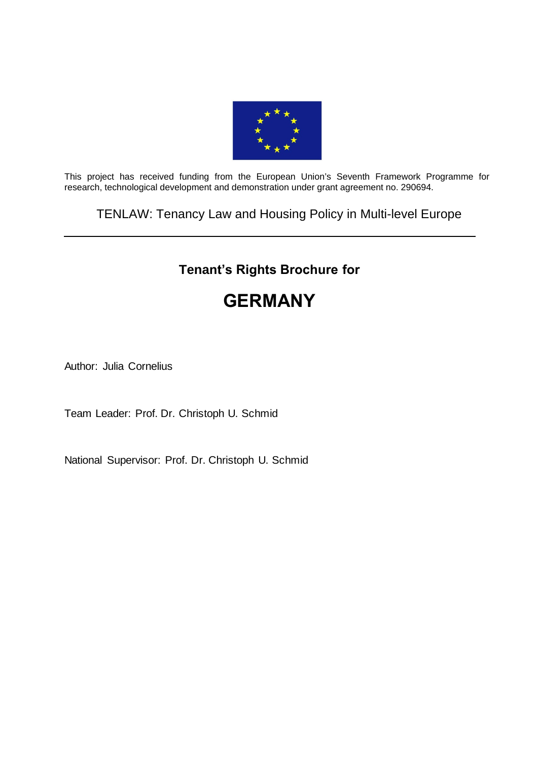This project has received funding from the European Union's Seventh Framework Programme for research, technological development and demonstration under grant agreement no. 290694.

TENLAW: Tenancy Law and Housing Policy in Multi-level Europe

---

**Tenant's Rights Brochure for**

# GERMANY

Author: Julia Cornelius

Team Leader: Prof. Dr. Christoph U. Schmid

National Supervisor: Prof. Dr. Christoph U. Schmid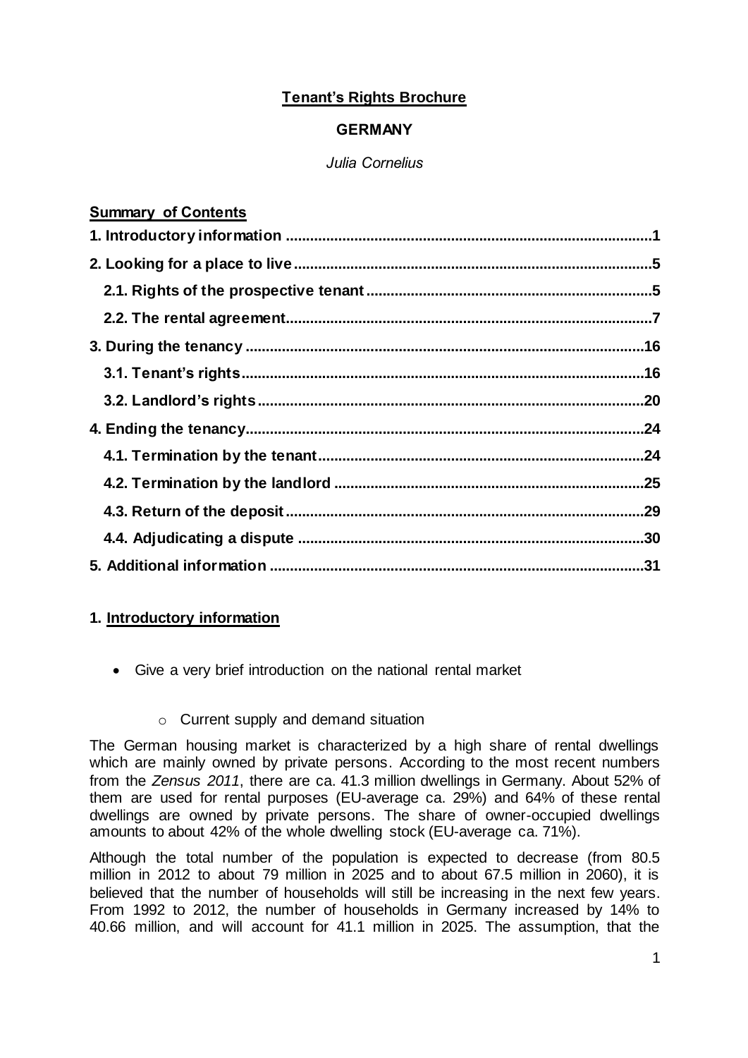**Tenant's Rights Brochure**

**GERMANY**

*Julia Cornelius*

**Summary of Contents**

**1. Introductory information ..........................................................................................1**

**2. Looking for a place to live........................................................................................5**

**2.1. Rights of the prospective tenant.......................................................................5**

**2.2. The rental agreement..........................................................................................7**

**3. During the tenancy .................................................................................................16**

**3.1. Tenant's rights...................................................................................................16**

**3.2. Landlord's rights................................................................................................20**

**4. Ending the tenancy..................................................................................................24**

**4.1. Termination by the tenant................................................................................24**

**4.2. Termination by the landlord ............................................................................25**

**4.3. Return of the deposit........................................................................................29**

**4.4. Adjudicating a dispute .....................................................................................30**

**5. Additional information ............................................................................................31**

## 1. Introductory information

- Give a very brief introduction on the national rental market
  - Current supply and demand situation

The German housing market is characterized by a high share of rental dwellings which are mainly owned by private persons. According to the most recent numbers from the *Zensus 2011*, there are ca. 41.3 million dwellings in Germany. About 52% of them are used for rental purposes (EU-average ca. 29%) and 64% of these rental dwellings are owned by private persons. The share of owner-occupied dwellings amounts to about 42% of the whole dwelling stock (EU-average ca. 71%).

Although the total number of the population is expected to decrease (from 80.5 million in 2012 to about 79 million in 2025 and to about 67.5 million in 2060), it is believed that the number of households will still be increasing in the next few years. From 1992 to 2012, the number of households in Germany increased by 14% to 40.66 million, and will account for 41.1 million in 2025. The assumption, that the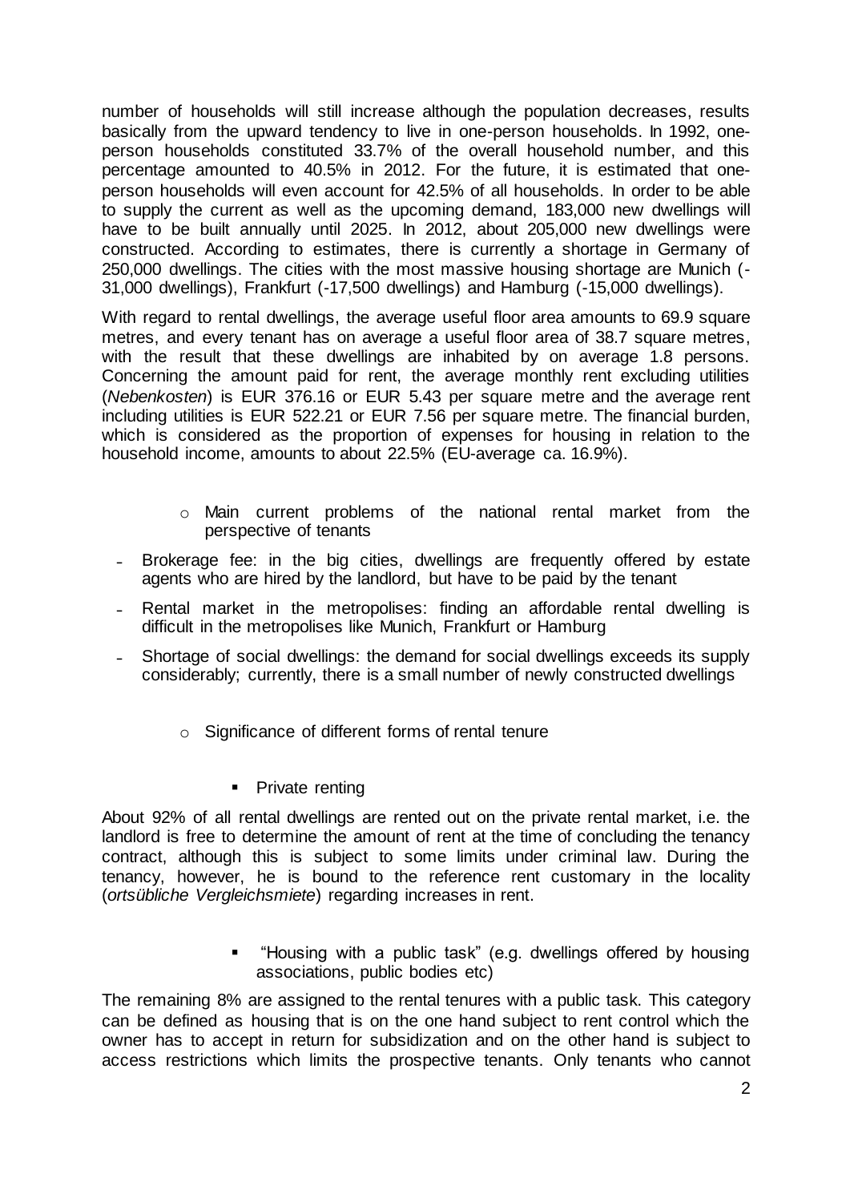number of households will still increase although the population decreases, results basically from the upward tendency to live in one-person households. In 1992, one-person households constituted 33.7% of the overall household number, and this percentage amounted to 40.5% in 2012. For the future, it is estimated that one-person households will even account for 42.5% of all households. In order to be able to supply the current as well as the upcoming demand, 183,000 new dwellings will have to be built annually until 2025. In 2012, about 205,000 new dwellings were constructed. According to estimates, there is currently a shortage in Germany of 250,000 dwellings. The cities with the most massive housing shortage are Munich (-31,000 dwellings), Frankfurt (-17,500 dwellings) and Hamburg (-15,000 dwellings).

With regard to rental dwellings, the average useful floor area amounts to 69.9 square metres, and every tenant has on average a useful floor area of 38.7 square metres, with the result that these dwellings are inhabited by on average 1.8 persons. Concerning the amount paid for rent, the average monthly rent excluding utilities (*Nebenkosten*) is EUR 376.16 or EUR 5.43 per square metre and the average rent including utilities is EUR 522.21 or EUR 7.56 per square metre. The financial burden, which is considered as the proportion of expenses for housing in relation to the household income, amounts to about 22.5% (EU-average ca. 16.9%).

- Main current problems of the national rental market from the perspective of tenants

- Brokerage fee: in the big cities, dwellings are frequently offered by estate agents who are hired by the landlord, but have to be paid by the tenant
- Rental market in the metropolises: finding an affordable rental dwelling is difficult in the metropolises like Munich, Frankfurt or Hamburg
- Shortage of social dwellings: the demand for social dwellings exceeds its supply considerably; currently, there is a small number of newly constructed dwellings

- Significance of different forms of rental tenure

  - Private renting

About 92% of all rental dwellings are rented out on the private rental market, i.e. the landlord is free to determine the amount of rent at the time of concluding the tenancy contract, although this is subject to some limits under criminal law. During the tenancy, however, he is bound to the reference rent customary in the locality (*ortsübliche Vergleichsmiete*) regarding increases in rent.

  - "Housing with a public task" (e.g. dwellings offered by housing associations, public bodies etc)

The remaining 8% are assigned to the rental tenures with a public task. This category can be defined as housing that is on the one hand subject to rent control which the owner has to accept in return for subsidization and on the other hand is subject to access restrictions which limits the prospective tenants. Only tenants who cannot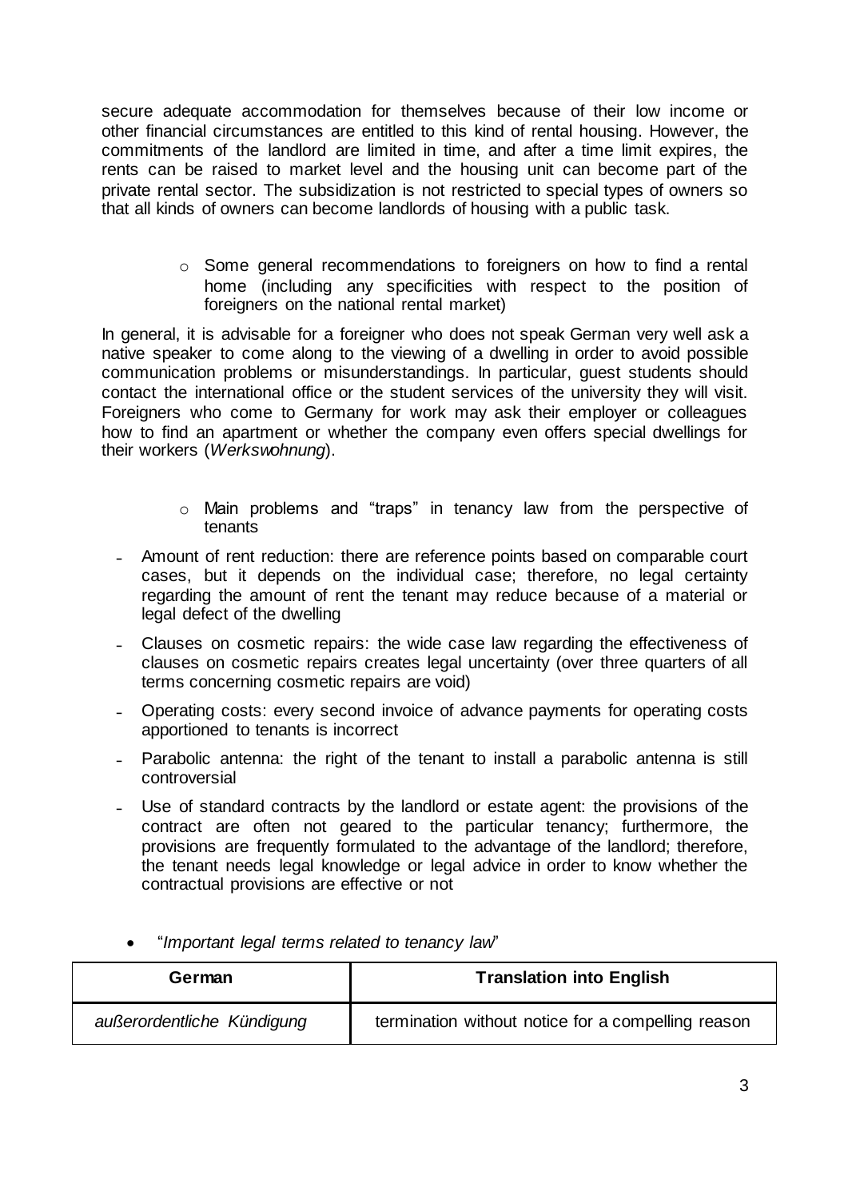secure adequate accommodation for themselves because of their low income or other financial circumstances are entitled to this kind of rental housing. However, the commitments of the landlord are limited in time, and after a time limit expires, the rents can be raised to market level and the housing unit can become part of the private rental sector. The subsidization is not restricted to special types of owners so that all kinds of owners can become landlords of housing with a public task.

- Some general recommendations to foreigners on how to find a rental home (including any specificities with respect to the position of foreigners on the national rental market)

In general, it is advisable for a foreigner who does not speak German very well ask a native speaker to come along to the viewing of a dwelling in order to avoid possible communication problems or misunderstandings. In particular, guest students should contact the international office or the student services of the university they will visit. Foreigners who come to Germany for work may ask their employer or colleagues how to find an apartment or whether the company even offers special dwellings for their workers (*Werkswohnung*).

- Main problems and "traps" in tenancy law from the perspective of tenants

- Amount of rent reduction: there are reference points based on comparable court cases, but it depends on the individual case; therefore, no legal certainty regarding the amount of rent the tenant may reduce because of a material or legal defect of the dwelling
- Clauses on cosmetic repairs: the wide case law regarding the effectiveness of clauses on cosmetic repairs creates legal uncertainty (over three quarters of all terms concerning cosmetic repairs are void)
- Operating costs: every second invoice of advance payments for operating costs apportioned to tenants is incorrect
- Parabolic antenna: the right of the tenant to install a parabolic antenna is still controversial
- Use of standard contracts by the landlord or estate agent: the provisions of the contract are often not geared to the particular tenancy; furthermore, the provisions are frequently formulated to the advantage of the landlord; therefore, the tenant needs legal knowledge or legal advice in order to know whether the contractual provisions are effective or not

- "*Important legal terms related to tenancy law*"

| German | Translation into English |
|---|---|
| *außerordentliche Kündigung* | termination without notice for a compelling reason |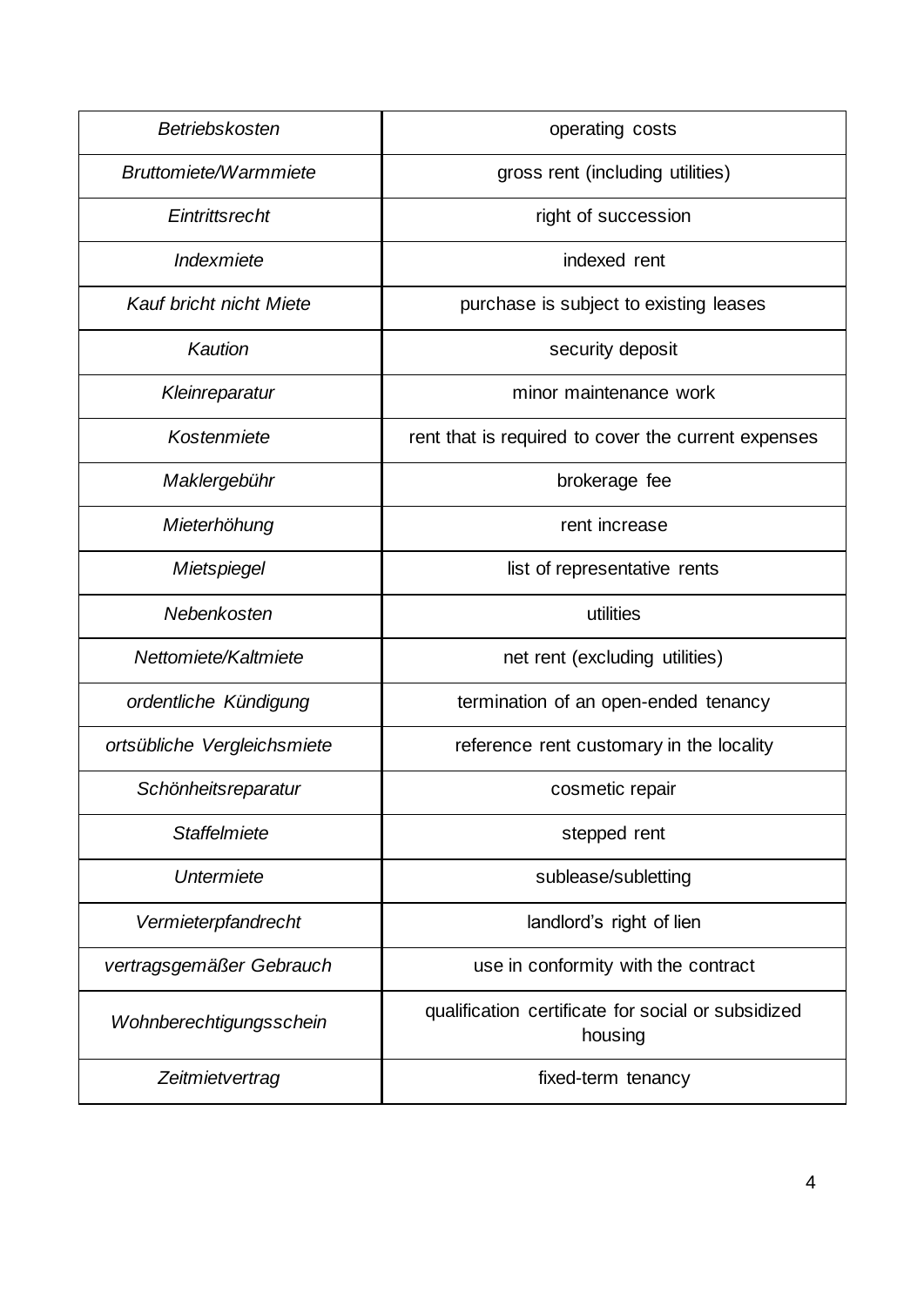| | |
|---|---|
| *Betriebskosten* | operating costs |
| *Bruttomiete/Warmmiete* | gross rent (including utilities) |
| *Eintrittsrecht* | right of succession |
| *Indexmiete* | indexed rent |
| *Kauf bricht nicht Miete* | purchase is subject to existing leases |
| *Kaution* | security deposit |
| *Kleinreparatur* | minor maintenance work |
| *Kostenmiete* | rent that is required to cover the current expenses |
| *Maklergebühr* | brokerage fee |
| *Mieterhöhung* | rent increase |
| *Mietspiegel* | list of representative rents |
| *Nebenkosten* | utilities |
| *Nettomiete/Kaltmiete* | net rent (excluding utilities) |
| *ordentliche Kündigung* | termination of an open-ended tenancy |
| *ortsübliche Vergleichsmiete* | reference rent customary in the locality |
| *Schönheitsreparatur* | cosmetic repair |
| *Staffelmiete* | stepped rent |
| *Untermiete* | sublease/subletting |
| *Vermieterpfandrecht* | landlord's right of lien |
| *vertragsgemäßer Gebrauch* | use in conformity with the contract |
| *Wohnberechtigungsschein* | qualification certificate for social or subsidized housing |
| *Zeitmietvertrag* | fixed-term tenancy |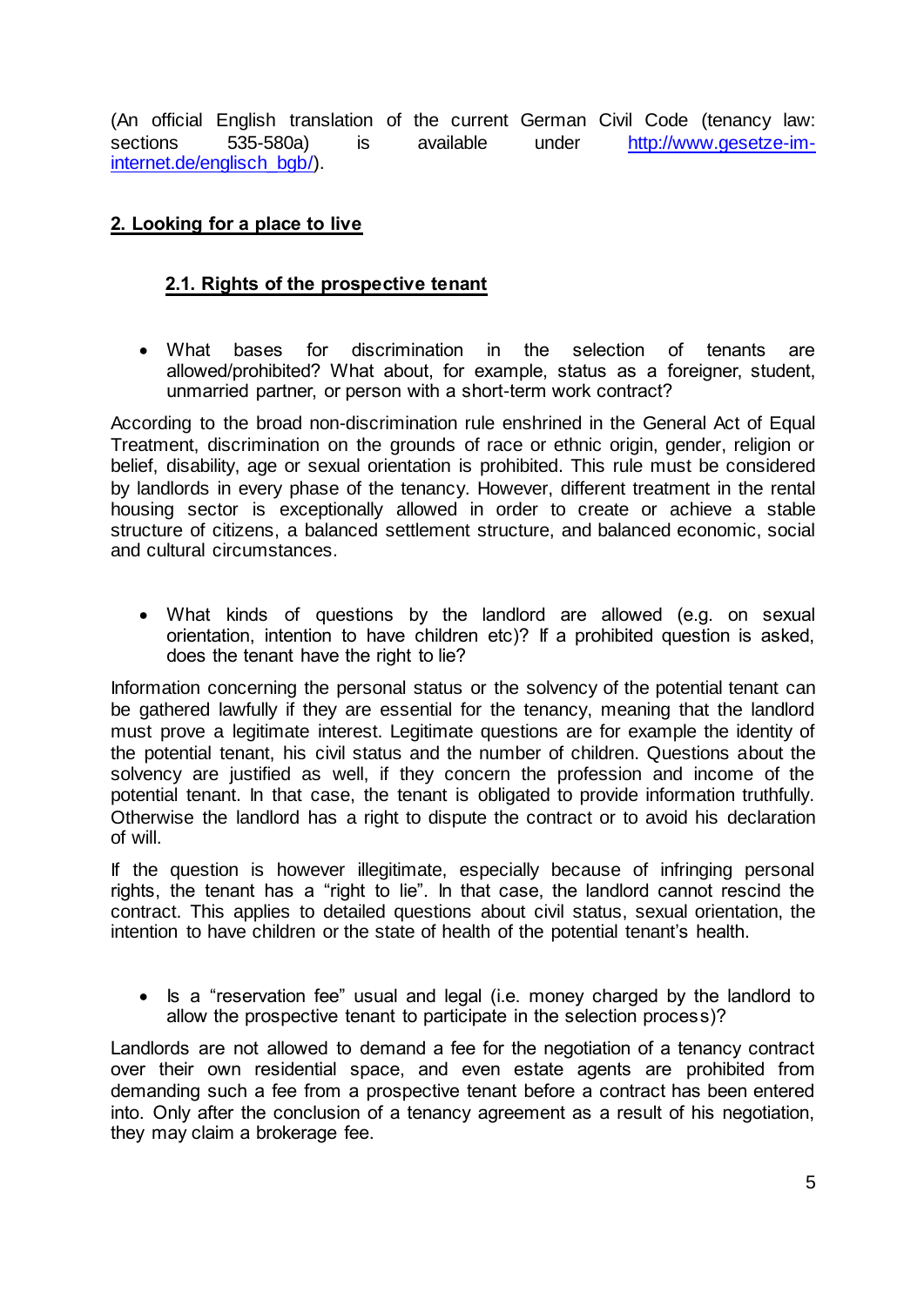(An official English translation of the current German Civil Code (tenancy law: sections 535-580a) is available under [http://www.gesetze-im-internet.de/englisch_bgb/](http://www.gesetze-im-internet.de/englisch_bgb/)).

## 2. Looking for a place to live

### 2.1. Rights of the prospective tenant

- What bases for discrimination in the selection of tenants are allowed/prohibited? What about, for example, status as a foreigner, student, unmarried partner, or person with a short-term work contract?

According to the broad non-discrimination rule enshrined in the General Act of Equal Treatment, discrimination on the grounds of race or ethnic origin, gender, religion or belief, disability, age or sexual orientation is prohibited. This rule must be considered by landlords in every phase of the tenancy. However, different treatment in the rental housing sector is exceptionally allowed in order to create or achieve a stable structure of citizens, a balanced settlement structure, and balanced economic, social and cultural circumstances.

- What kinds of questions by the landlord are allowed (e.g. on sexual orientation, intention to have children etc)? If a prohibited question is asked, does the tenant have the right to lie?

Information concerning the personal status or the solvency of the potential tenant can be gathered lawfully if they are essential for the tenancy, meaning that the landlord must prove a legitimate interest. Legitimate questions are for example the identity of the potential tenant, his civil status and the number of children. Questions about the solvency are justified as well, if they concern the profession and income of the potential tenant. In that case, the tenant is obligated to provide information truthfully. Otherwise the landlord has a right to dispute the contract or to avoid his declaration of will.

If the question is however illegitimate, especially because of infringing personal rights, the tenant has a "right to lie". In that case, the landlord cannot rescind the contract. This applies to detailed questions about civil status, sexual orientation, the intention to have children or the state of health of the potential tenant's health.

- Is a "reservation fee" usual and legal (i.e. money charged by the landlord to allow the prospective tenant to participate in the selection process)?

Landlords are not allowed to demand a fee for the negotiation of a tenancy contract over their own residential space, and even estate agents are prohibited from demanding such a fee from a prospective tenant before a contract has been entered into. Only after the conclusion of a tenancy agreement as a result of his negotiation, they may claim a brokerage fee.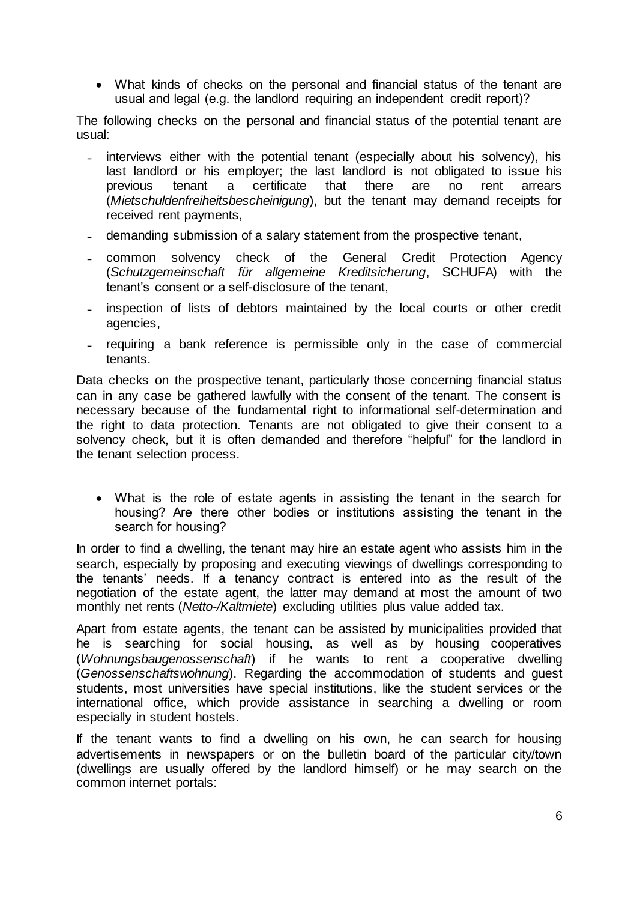- What kinds of checks on the personal and financial status of the tenant are usual and legal (e.g. the landlord requiring an independent credit report)?

The following checks on the personal and financial status of the potential tenant are usual:

- interviews either with the potential tenant (especially about his solvency), his last landlord or his employer; the last landlord is not obligated to issue his previous tenant a certificate that there are no rent arrears (*Mietschuldenfreiheitsbescheinigung*), but the tenant may demand receipts for received rent payments,
- demanding submission of a salary statement from the prospective tenant,
- common solvency check of the General Credit Protection Agency (*Schutzgemeinschaft für allgemeine Kreditsicherung*, SCHUFA) with the tenant's consent or a self-disclosure of the tenant,
- inspection of lists of debtors maintained by the local courts or other credit agencies,
- requiring a bank reference is permissible only in the case of commercial tenants.

Data checks on the prospective tenant, particularly those concerning financial status can in any case be gathered lawfully with the consent of the tenant. The consent is necessary because of the fundamental right to informational self-determination and the right to data protection. Tenants are not obligated to give their consent to a solvency check, but it is often demanded and therefore "helpful" for the landlord in the tenant selection process.

- What is the role of estate agents in assisting the tenant in the search for housing? Are there other bodies or institutions assisting the tenant in the search for housing?

In order to find a dwelling, the tenant may hire an estate agent who assists him in the search, especially by proposing and executing viewings of dwellings corresponding to the tenants' needs. If a tenancy contract is entered into as the result of the negotiation of the estate agent, the latter may demand at most the amount of two monthly net rents (*Netto-/Kaltmiete*) excluding utilities plus value added tax.

Apart from estate agents, the tenant can be assisted by municipalities provided that he is searching for social housing, as well as by housing cooperatives (*Wohnungsbaugenossenschaft*) if he wants to rent a cooperative dwelling (*Genossenschaftswohnung*). Regarding the accommodation of students and guest students, most universities have special institutions, like the student services or the international office, which provide assistance in searching a dwelling or room especially in student hostels.

If the tenant wants to find a dwelling on his own, he can search for housing advertisements in newspapers or on the bulletin board of the particular city/town (dwellings are usually offered by the landlord himself) or he may search on the common internet portals: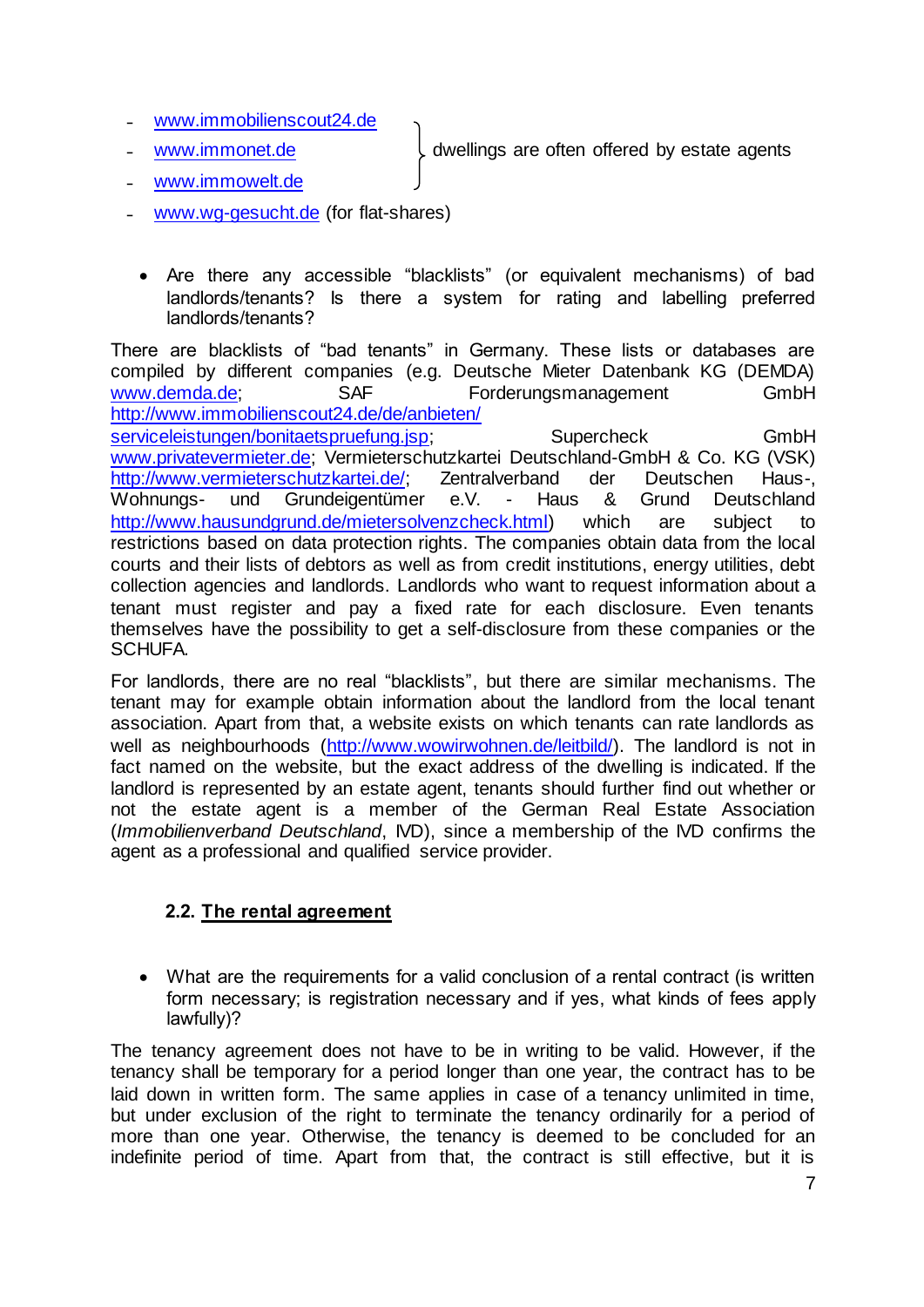- www.immobilienscout24.de
- www.immonet.de
- www.immowelt.de

} dwellings are often offered by estate agents

- www.wg-gesucht.de (for flat-shares)

- Are there any accessible "blacklists" (or equivalent mechanisms) of bad landlords/tenants? Is there a system for rating and labelling preferred landlords/tenants?

There are blacklists of "bad tenants" in Germany. These lists or databases are compiled by different companies (e.g. Deutsche Mieter Datenbank KG (DEMDA) www.demda.de; SAF Forderungsmanagement GmbH http://www.immobilienscout24.de/de/anbieten/serviceleistungen/bonitaetspruefung.jsp; Supercheck GmbH www.privatevermieter.de; Vermieterschutzkartei Deutschland-GmbH & Co. KG (VSK) http://www.vermieterschutzkartei.de/; Zentralverband der Deutschen Haus-, Wohnungs- und Grundeigentümer e.V. - Haus & Grund Deutschland http://www.hausundgrund.de/mietersolvenzcheck.html) which are subject to restrictions based on data protection rights. The companies obtain data from the local courts and their lists of debtors as well as from credit institutions, energy utilities, debt collection agencies and landlords. Landlords who want to request information about a tenant must register and pay a fixed rate for each disclosure. Even tenants themselves have the possibility to get a self-disclosure from these companies or the SCHUFA.

For landlords, there are no real "blacklists", but there are similar mechanisms. The tenant may for example obtain information about the landlord from the local tenant association. Apart from that, a website exists on which tenants can rate landlords as well as neighbourhoods (http://www.wowirwohnen.de/leitbild/). The landlord is not in fact named on the website, but the exact address of the dwelling is indicated. If the landlord is represented by an estate agent, tenants should further find out whether or not the estate agent is a member of the German Real Estate Association (*Immobilienverband Deutschland*, IVD), since a membership of the IVD confirms the agent as a professional and qualified service provider.

### 2.2. The rental agreement

- What are the requirements for a valid conclusion of a rental contract (is written form necessary; is registration necessary and if yes, what kinds of fees apply lawfully)?

The tenancy agreement does not have to be in writing to be valid. However, if the tenancy shall be temporary for a period longer than one year, the contract has to be laid down in written form. The same applies in case of a tenancy unlimited in time, but under exclusion of the right to terminate the tenancy ordinarily for a period of more than one year. Otherwise, the tenancy is deemed to be concluded for an indefinite period of time. Apart from that, the contract is still effective, but it is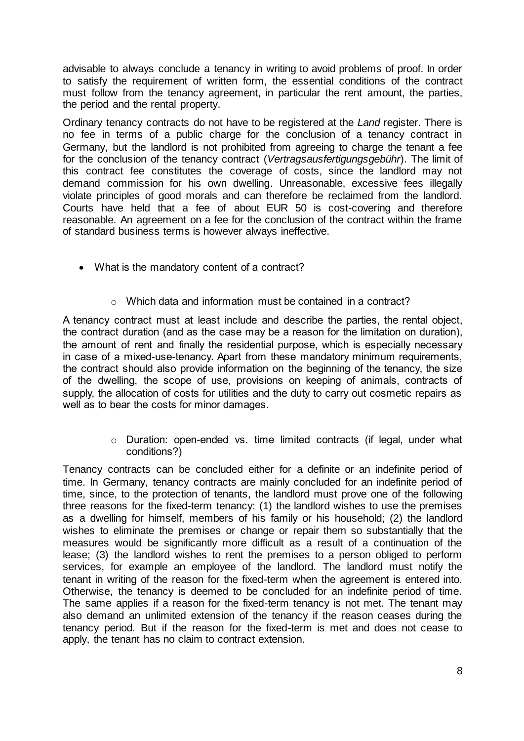advisable to always conclude a tenancy in writing to avoid problems of proof. In order to satisfy the requirement of written form, the essential conditions of the contract must follow from the tenancy agreement, in particular the rent amount, the parties, the period and the rental property.

Ordinary tenancy contracts do not have to be registered at the *Land* register. There is no fee in terms of a public charge for the conclusion of a tenancy contract in Germany, but the landlord is not prohibited from agreeing to charge the tenant a fee for the conclusion of the tenancy contract (*Vertragsausfertigungsgebühr*). The limit of this contract fee constitutes the coverage of costs, since the landlord may not demand commission for his own dwelling. Unreasonable, excessive fees illegally violate principles of good morals and can therefore be reclaimed from the landlord. Courts have held that a fee of about EUR 50 is cost-covering and therefore reasonable. An agreement on a fee for the conclusion of the contract within the frame of standard business terms is however always ineffective.

- What is the mandatory content of a contract?

  - Which data and information must be contained in a contract?

A tenancy contract must at least include and describe the parties, the rental object, the contract duration (and as the case may be a reason for the limitation on duration), the amount of rent and finally the residential purpose, which is especially necessary in case of a mixed-use-tenancy. Apart from these mandatory minimum requirements, the contract should also provide information on the beginning of the tenancy, the size of the dwelling, the scope of use, provisions on keeping of animals, contracts of supply, the allocation of costs for utilities and the duty to carry out cosmetic repairs as well as to bear the costs for minor damages.

  - Duration: open-ended vs. time limited contracts (if legal, under what conditions?)

Tenancy contracts can be concluded either for a definite or an indefinite period of time. In Germany, tenancy contracts are mainly concluded for an indefinite period of time, since, to the protection of tenants, the landlord must prove one of the following three reasons for the fixed-term tenancy: (1) the landlord wishes to use the premises as a dwelling for himself, members of his family or his household; (2) the landlord wishes to eliminate the premises or change or repair them so substantially that the measures would be significantly more difficult as a result of a continuation of the lease; (3) the landlord wishes to rent the premises to a person obliged to perform services, for example an employee of the landlord. The landlord must notify the tenant in writing of the reason for the fixed-term when the agreement is entered into. Otherwise, the tenancy is deemed to be concluded for an indefinite period of time. The same applies if a reason for the fixed-term tenancy is not met. The tenant may also demand an unlimited extension of the tenancy if the reason ceases during the tenancy period. But if the reason for the fixed-term is met and does not cease to apply, the tenant has no claim to contract extension.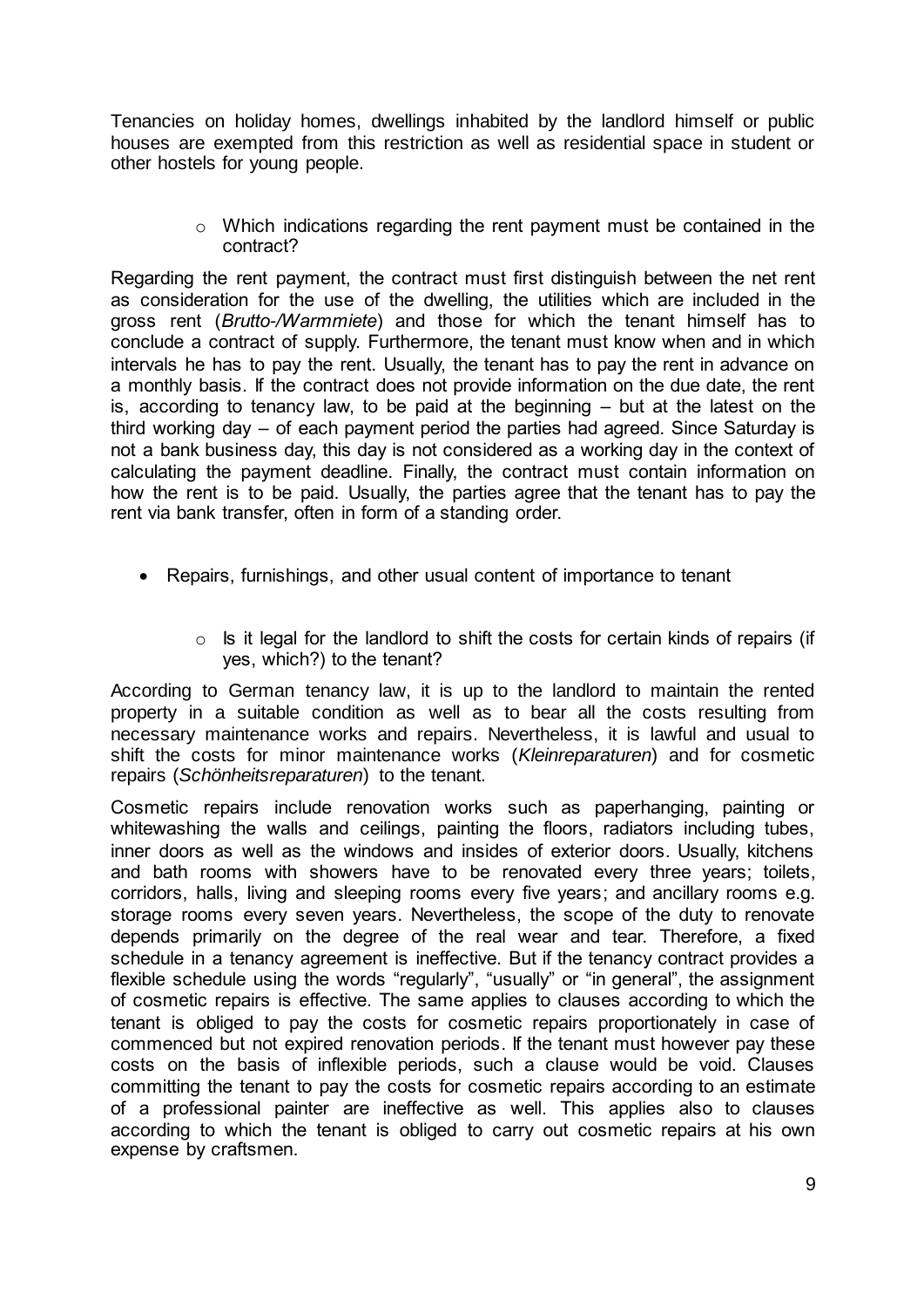Tenancies on holiday homes, dwellings inhabited by the landlord himself or public houses are exempted from this restriction as well as residential space in student or other hostels for young people.

- Which indications regarding the rent payment must be contained in the contract?

Regarding the rent payment, the contract must first distinguish between the net rent as consideration for the use of the dwelling, the utilities which are included in the gross rent (*Brutto-/Warmmiete*) and those for which the tenant himself has to conclude a contract of supply. Furthermore, the tenant must know when and in which intervals he has to pay the rent. Usually, the tenant has to pay the rent in advance on a monthly basis. If the contract does not provide information on the due date, the rent is, according to tenancy law, to be paid at the beginning – but at the latest on the third working day – of each payment period the parties had agreed. Since Saturday is not a bank business day, this day is not considered as a working day in the context of calculating the payment deadline. Finally, the contract must contain information on how the rent is to be paid. Usually, the parties agree that the tenant has to pay the rent via bank transfer, often in form of a standing order.

- Repairs, furnishings, and other usual content of importance to tenant

  - Is it legal for the landlord to shift the costs for certain kinds of repairs (if yes, which?) to the tenant?

According to German tenancy law, it is up to the landlord to maintain the rented property in a suitable condition as well as to bear all the costs resulting from necessary maintenance works and repairs. Nevertheless, it is lawful and usual to shift the costs for minor maintenance works (*Kleinreparaturen*) and for cosmetic repairs (*Schönheitsreparaturen*) to the tenant.

Cosmetic repairs include renovation works such as paperhanging, painting or whitewashing the walls and ceilings, painting the floors, radiators including tubes, inner doors as well as the windows and insides of exterior doors. Usually, kitchens and bath rooms with showers have to be renovated every three years; toilets, corridors, halls, living and sleeping rooms every five years; and ancillary rooms e.g. storage rooms every seven years. Nevertheless, the scope of the duty to renovate depends primarily on the degree of the real wear and tear. Therefore, a fixed schedule in a tenancy agreement is ineffective. But if the tenancy contract provides a flexible schedule using the words "regularly", "usually" or "in general", the assignment of cosmetic repairs is effective. The same applies to clauses according to which the tenant is obliged to pay the costs for cosmetic repairs proportionately in case of commenced but not expired renovation periods. If the tenant must however pay these costs on the basis of inflexible periods, such a clause would be void. Clauses committing the tenant to pay the costs for cosmetic repairs according to an estimate of a professional painter are ineffective as well. This applies also to clauses according to which the tenant is obliged to carry out cosmetic repairs at his own expense by craftsmen.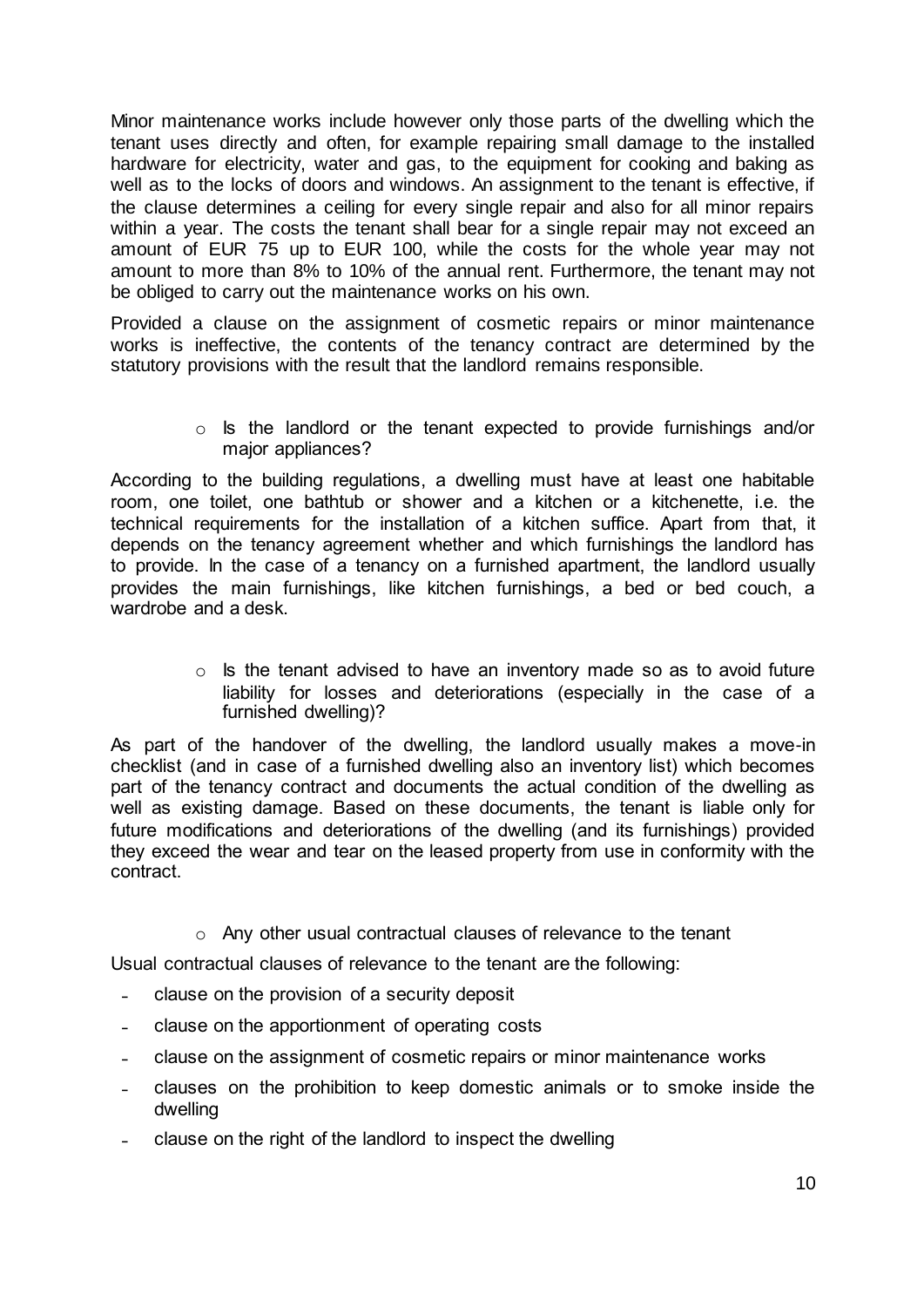Minor maintenance works include however only those parts of the dwelling which the tenant uses directly and often, for example repairing small damage to the installed hardware for electricity, water and gas, to the equipment for cooking and baking as well as to the locks of doors and windows. An assignment to the tenant is effective, if the clause determines a ceiling for every single repair and also for all minor repairs within a year. The costs the tenant shall bear for a single repair may not exceed an amount of EUR 75 up to EUR 100, while the costs for the whole year may not amount to more than 8% to 10% of the annual rent. Furthermore, the tenant may not be obliged to carry out the maintenance works on his own.

Provided a clause on the assignment of cosmetic repairs or minor maintenance works is ineffective, the contents of the tenancy contract are determined by the statutory provisions with the result that the landlord remains responsible.

- Is the landlord or the tenant expected to provide furnishings and/or major appliances?

According to the building regulations, a dwelling must have at least one habitable room, one toilet, one bathtub or shower and a kitchen or a kitchenette, i.e. the technical requirements for the installation of a kitchen suffice. Apart from that, it depends on the tenancy agreement whether and which furnishings the landlord has to provide. In the case of a tenancy on a furnished apartment, the landlord usually provides the main furnishings, like kitchen furnishings, a bed or bed couch, a wardrobe and a desk.

- Is the tenant advised to have an inventory made so as to avoid future liability for losses and deteriorations (especially in the case of a furnished dwelling)?

As part of the handover of the dwelling, the landlord usually makes a move-in checklist (and in case of a furnished dwelling also an inventory list) which becomes part of the tenancy contract and documents the actual condition of the dwelling as well as existing damage. Based on these documents, the tenant is liable only for future modifications and deteriorations of the dwelling (and its furnishings) provided they exceed the wear and tear on the leased property from use in conformity with the contract.

- Any other usual contractual clauses of relevance to the tenant

Usual contractual clauses of relevance to the tenant are the following:

- clause on the provision of a security deposit
- clause on the apportionment of operating costs
- clause on the assignment of cosmetic repairs or minor maintenance works
- clauses on the prohibition to keep domestic animals or to smoke inside the dwelling
- clause on the right of the landlord to inspect the dwelling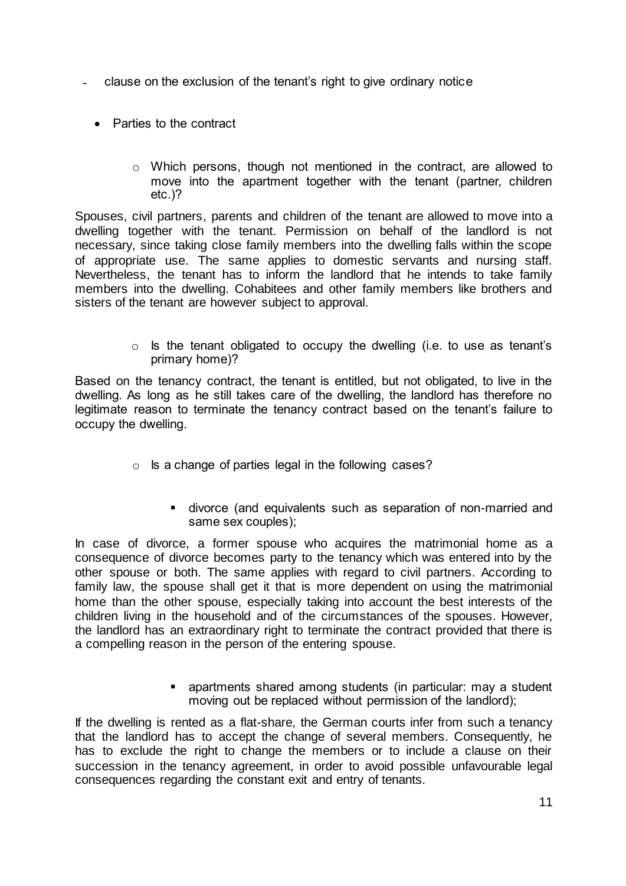- clause on the exclusion of the tenant's right to give ordinary notice

- Parties to the contract

  - Which persons, though not mentioned in the contract, are allowed to move into the apartment together with the tenant (partner, children etc.)?

Spouses, civil partners, parents and children of the tenant are allowed to move into a dwelling together with the tenant. Permission on behalf of the landlord is not necessary, since taking close family members into the dwelling falls within the scope of appropriate use. The same applies to domestic servants and nursing staff. Nevertheless, the tenant has to inform the landlord that he intends to take family members into the dwelling. Cohabitees and other family members like brothers and sisters of the tenant are however subject to approval.

  - Is the tenant obligated to occupy the dwelling (i.e. to use as tenant's primary home)?

Based on the tenancy contract, the tenant is entitled, but not obligated, to live in the dwelling. As long as he still takes care of the dwelling, the landlord has therefore no legitimate reason to terminate the tenancy contract based on the tenant's failure to occupy the dwelling.

  - Is a change of parties legal in the following cases?

    - divorce (and equivalents such as separation of non-married and same sex couples);

In case of divorce, a former spouse who acquires the matrimonial home as a consequence of divorce becomes party to the tenancy which was entered into by the other spouse or both. The same applies with regard to civil partners. According to family law, the spouse shall get it that is more dependent on using the matrimonial home than the other spouse, especially taking into account the best interests of the children living in the household and of the circumstances of the spouses. However, the landlord has an extraordinary right to terminate the contract provided that there is a compelling reason in the person of the entering spouse.

    - apartments shared among students (in particular: may a student moving out be replaced without permission of the landlord);

If the dwelling is rented as a flat-share, the German courts infer from such a tenancy that the landlord has to accept the change of several members. Consequently, he has to exclude the right to change the members or to include a clause on their succession in the tenancy agreement, in order to avoid possible unfavourable legal consequences regarding the constant exit and entry of tenants.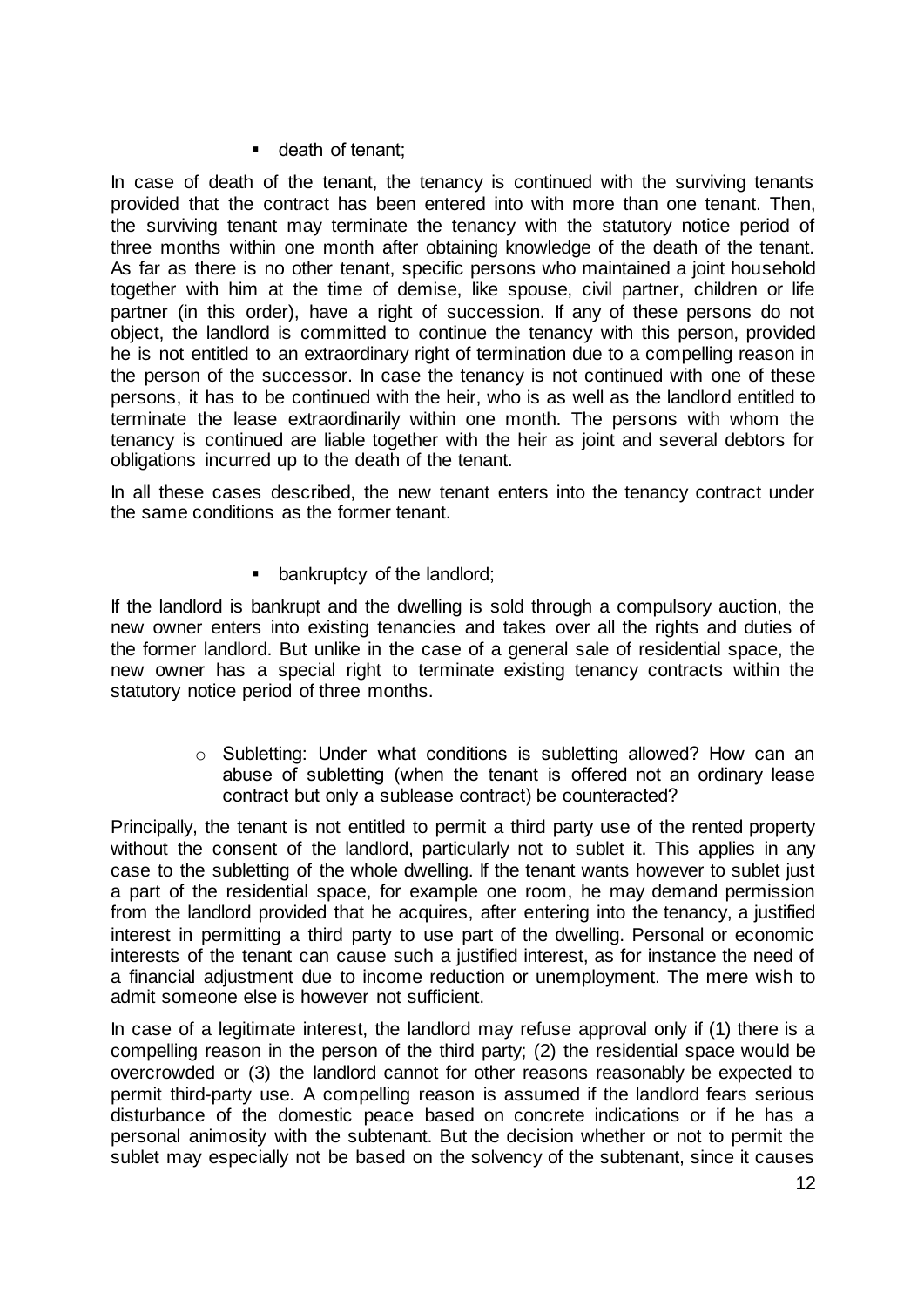- death of tenant;

In case of death of the tenant, the tenancy is continued with the surviving tenants provided that the contract has been entered into with more than one tenant. Then, the surviving tenant may terminate the tenancy with the statutory notice period of three months within one month after obtaining knowledge of the death of the tenant. As far as there is no other tenant, specific persons who maintained a joint household together with him at the time of demise, like spouse, civil partner, children or life partner (in this order), have a right of succession. If any of these persons do not object, the landlord is committed to continue the tenancy with this person, provided he is not entitled to an extraordinary right of termination due to a compelling reason in the person of the successor. In case the tenancy is not continued with one of these persons, it has to be continued with the heir, who is as well as the landlord entitled to terminate the lease extraordinarily within one month. The persons with whom the tenancy is continued are liable together with the heir as joint and several debtors for obligations incurred up to the death of the tenant.

In all these cases described, the new tenant enters into the tenancy contract under the same conditions as the former tenant.

- bankruptcy of the landlord;

If the landlord is bankrupt and the dwelling is sold through a compulsory auction, the new owner enters into existing tenancies and takes over all the rights and duties of the former landlord. But unlike in the case of a general sale of residential space, the new owner has a special right to terminate existing tenancy contracts within the statutory notice period of three months.

- Subletting: Under what conditions is subletting allowed? How can an abuse of subletting (when the tenant is offered not an ordinary lease contract but only a sublease contract) be counteracted?

Principally, the tenant is not entitled to permit a third party use of the rented property without the consent of the landlord, particularly not to sublet it. This applies in any case to the subletting of the whole dwelling. If the tenant wants however to sublet just a part of the residential space, for example one room, he may demand permission from the landlord provided that he acquires, after entering into the tenancy, a justified interest in permitting a third party to use part of the dwelling. Personal or economic interests of the tenant can cause such a justified interest, as for instance the need of a financial adjustment due to income reduction or unemployment. The mere wish to admit someone else is however not sufficient.

In case of a legitimate interest, the landlord may refuse approval only if (1) there is a compelling reason in the person of the third party; (2) the residential space would be overcrowded or (3) the landlord cannot for other reasons reasonably be expected to permit third-party use. A compelling reason is assumed if the landlord fears serious disturbance of the domestic peace based on concrete indications or if he has a personal animosity with the subtenant. But the decision whether or not to permit the sublet may especially not be based on the solvency of the subtenant, since it causes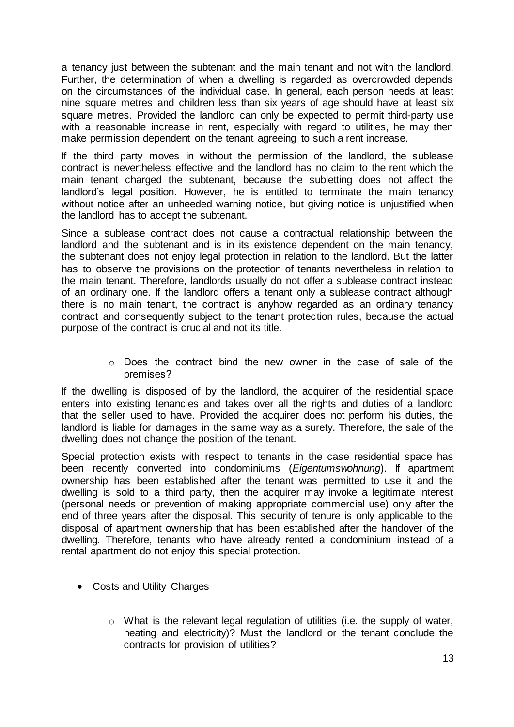a tenancy just between the subtenant and the main tenant and not with the landlord. Further, the determination of when a dwelling is regarded as overcrowded depends on the circumstances of the individual case. In general, each person needs at least nine square metres and children less than six years of age should have at least six square metres. Provided the landlord can only be expected to permit third-party use with a reasonable increase in rent, especially with regard to utilities, he may then make permission dependent on the tenant agreeing to such a rent increase.

If the third party moves in without the permission of the landlord, the sublease contract is nevertheless effective and the landlord has no claim to the rent which the main tenant charged the subtenant, because the subletting does not affect the landlord's legal position. However, he is entitled to terminate the main tenancy without notice after an unheeded warning notice, but giving notice is unjustified when the landlord has to accept the subtenant.

Since a sublease contract does not cause a contractual relationship between the landlord and the subtenant and is in its existence dependent on the main tenancy, the subtenant does not enjoy legal protection in relation to the landlord. But the latter has to observe the provisions on the protection of tenants nevertheless in relation to the main tenant. Therefore, landlords usually do not offer a sublease contract instead of an ordinary one. If the landlord offers a tenant only a sublease contract although there is no main tenant, the contract is anyhow regarded as an ordinary tenancy contract and consequently subject to the tenant protection rules, because the actual purpose of the contract is crucial and not its title.

- Does the contract bind the new owner in the case of sale of the premises?

If the dwelling is disposed of by the landlord, the acquirer of the residential space enters into existing tenancies and takes over all the rights and duties of a landlord that the seller used to have. Provided the acquirer does not perform his duties, the landlord is liable for damages in the same way as a surety. Therefore, the sale of the dwelling does not change the position of the tenant.

Special protection exists with respect to tenants in the case residential space has been recently converted into condominiums (*Eigentumswohnung*). If apartment ownership has been established after the tenant was permitted to use it and the dwelling is sold to a third party, then the acquirer may invoke a legitimate interest (personal needs or prevention of making appropriate commercial use) only after the end of three years after the disposal. This security of tenure is only applicable to the disposal of apartment ownership that has been established after the handover of the dwelling. Therefore, tenants who have already rented a condominium instead of a rental apartment do not enjoy this special protection.

- Costs and Utility Charges

  - What is the relevant legal regulation of utilities (i.e. the supply of water, heating and electricity)? Must the landlord or the tenant conclude the contracts for provision of utilities?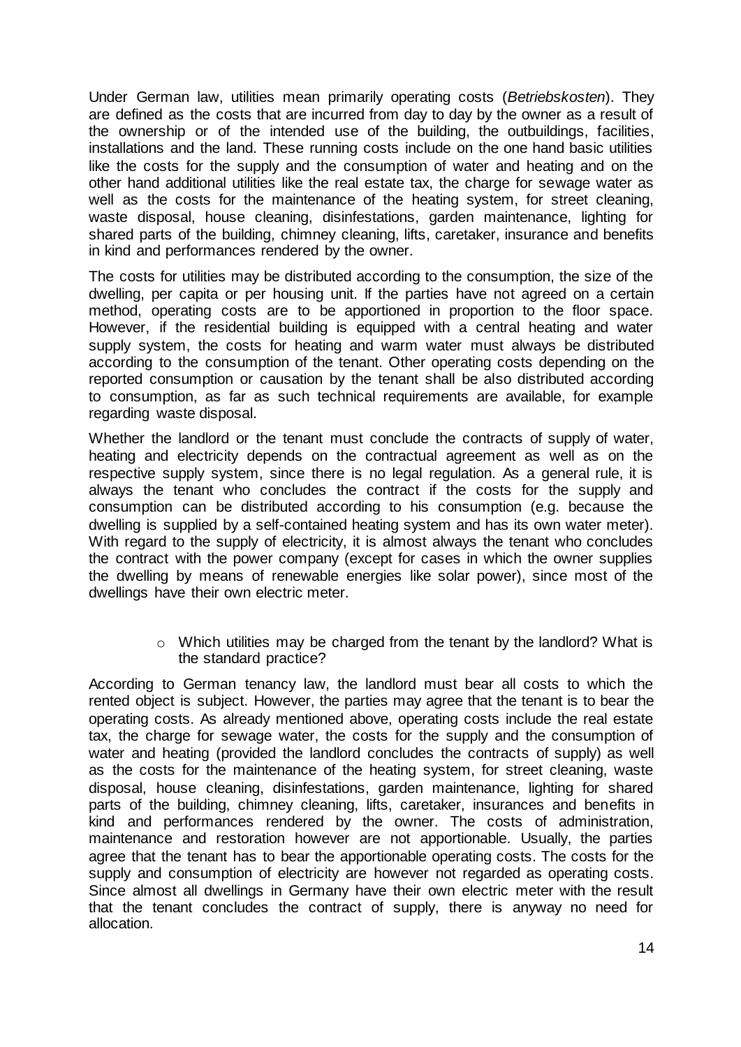Under German law, utilities mean primarily operating costs (*Betriebskosten*). They are defined as the costs that are incurred from day to day by the owner as a result of the ownership or of the intended use of the building, the outbuildings, facilities, installations and the land. These running costs include on the one hand basic utilities like the costs for the supply and the consumption of water and heating and on the other hand additional utilities like the real estate tax, the charge for sewage water as well as the costs for the maintenance of the heating system, for street cleaning, waste disposal, house cleaning, disinfestations, garden maintenance, lighting for shared parts of the building, chimney cleaning, lifts, caretaker, insurance and benefits in kind and performances rendered by the owner.

The costs for utilities may be distributed according to the consumption, the size of the dwelling, per capita or per housing unit. If the parties have not agreed on a certain method, operating costs are to be apportioned in proportion to the floor space. However, if the residential building is equipped with a central heating and water supply system, the costs for heating and warm water must always be distributed according to the consumption of the tenant. Other operating costs depending on the reported consumption or causation by the tenant shall be also distributed according to consumption, as far as such technical requirements are available, for example regarding waste disposal.

Whether the landlord or the tenant must conclude the contracts of supply of water, heating and electricity depends on the contractual agreement as well as on the respective supply system, since there is no legal regulation. As a general rule, it is always the tenant who concludes the contract if the costs for the supply and consumption can be distributed according to his consumption (e.g. because the dwelling is supplied by a self-contained heating system and has its own water meter). With regard to the supply of electricity, it is almost always the tenant who concludes the contract with the power company (except for cases in which the owner supplies the dwelling by means of renewable energies like solar power), since most of the dwellings have their own electric meter.

- Which utilities may be charged from the tenant by the landlord? What is the standard practice?

According to German tenancy law, the landlord must bear all costs to which the rented object is subject. However, the parties may agree that the tenant is to bear the operating costs. As already mentioned above, operating costs include the real estate tax, the charge for sewage water, the costs for the supply and the consumption of water and heating (provided the landlord concludes the contracts of supply) as well as the costs for the maintenance of the heating system, for street cleaning, waste disposal, house cleaning, disinfestations, garden maintenance, lighting for shared parts of the building, chimney cleaning, lifts, caretaker, insurances and benefits in kind and performances rendered by the owner. The costs of administration, maintenance and restoration however are not apportionable. Usually, the parties agree that the tenant has to bear the apportionable operating costs. The costs for the supply and consumption of electricity are however not regarded as operating costs. Since almost all dwellings in Germany have their own electric meter with the result that the tenant concludes the contract of supply, there is anyway no need for allocation.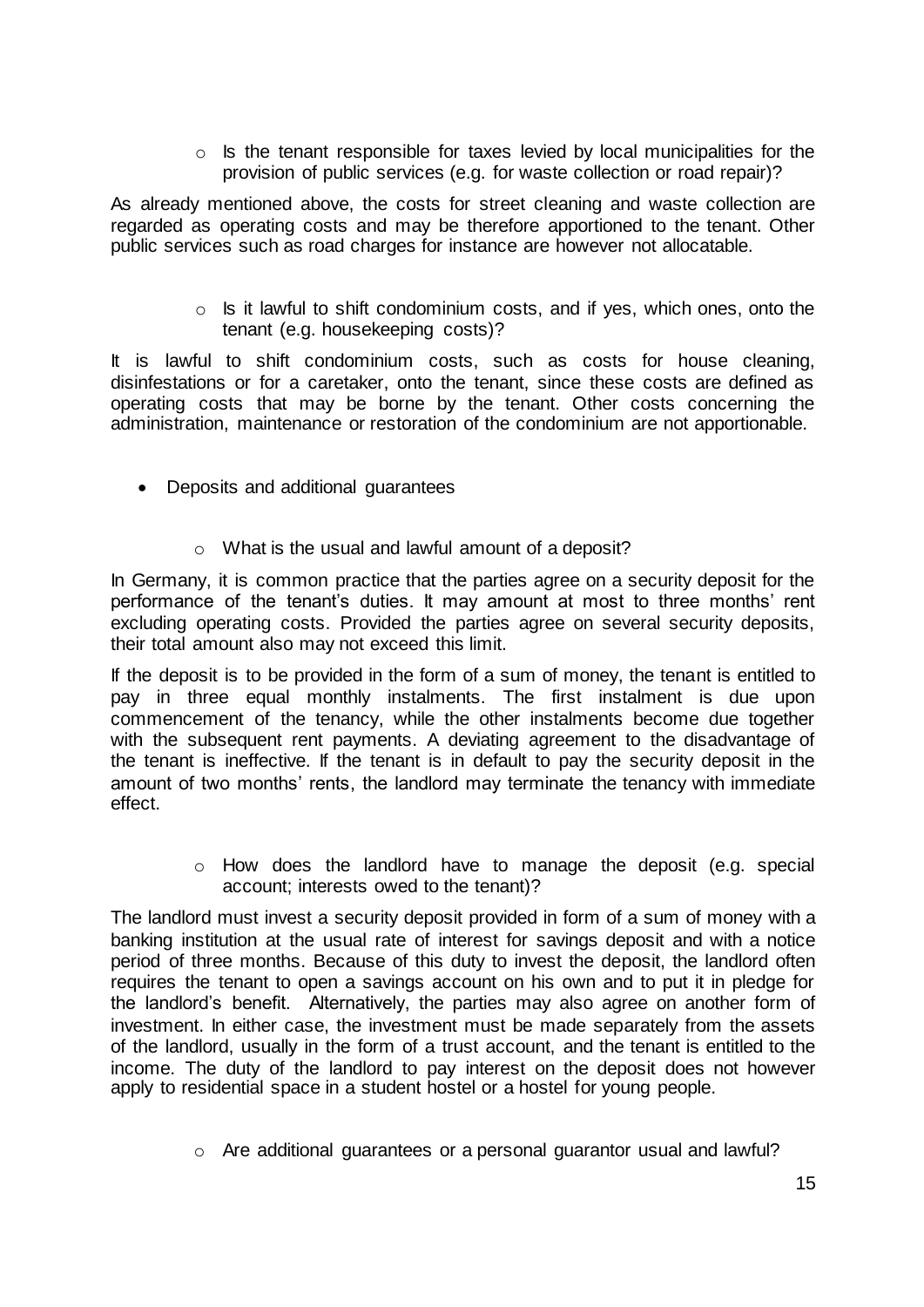- Is the tenant responsible for taxes levied by local municipalities for the provision of public services (e.g. for waste collection or road repair)?

As already mentioned above, the costs for street cleaning and waste collection are regarded as operating costs and may be therefore apportioned to the tenant. Other public services such as road charges for instance are however not allocatable.

- Is it lawful to shift condominium costs, and if yes, which ones, onto the tenant (e.g. housekeeping costs)?

It is lawful to shift condominium costs, such as costs for house cleaning, disinfestations or for a caretaker, onto the tenant, since these costs are defined as operating costs that may be borne by the tenant. Other costs concerning the administration, maintenance or restoration of the condominium are not apportionable.

- Deposits and additional guarantees

  - What is the usual and lawful amount of a deposit?

In Germany, it is common practice that the parties agree on a security deposit for the performance of the tenant's duties. It may amount at most to three months' rent excluding operating costs. Provided the parties agree on several security deposits, their total amount also may not exceed this limit.

If the deposit is to be provided in the form of a sum of money, the tenant is entitled to pay in three equal monthly instalments. The first instalment is due upon commencement of the tenancy, while the other instalments become due together with the subsequent rent payments. A deviating agreement to the disadvantage of the tenant is ineffective. If the tenant is in default to pay the security deposit in the amount of two months' rents, the landlord may terminate the tenancy with immediate effect.

  - How does the landlord have to manage the deposit (e.g. special account; interests owed to the tenant)?

The landlord must invest a security deposit provided in form of a sum of money with a banking institution at the usual rate of interest for savings deposit and with a notice period of three months. Because of this duty to invest the deposit, the landlord often requires the tenant to open a savings account on his own and to put it in pledge for the landlord's benefit. Alternatively, the parties may also agree on another form of investment. In either case, the investment must be made separately from the assets of the landlord, usually in the form of a trust account, and the tenant is entitled to the income. The duty of the landlord to pay interest on the deposit does not however apply to residential space in a student hostel or a hostel for young people.

  - Are additional guarantees or a personal guarantor usual and lawful?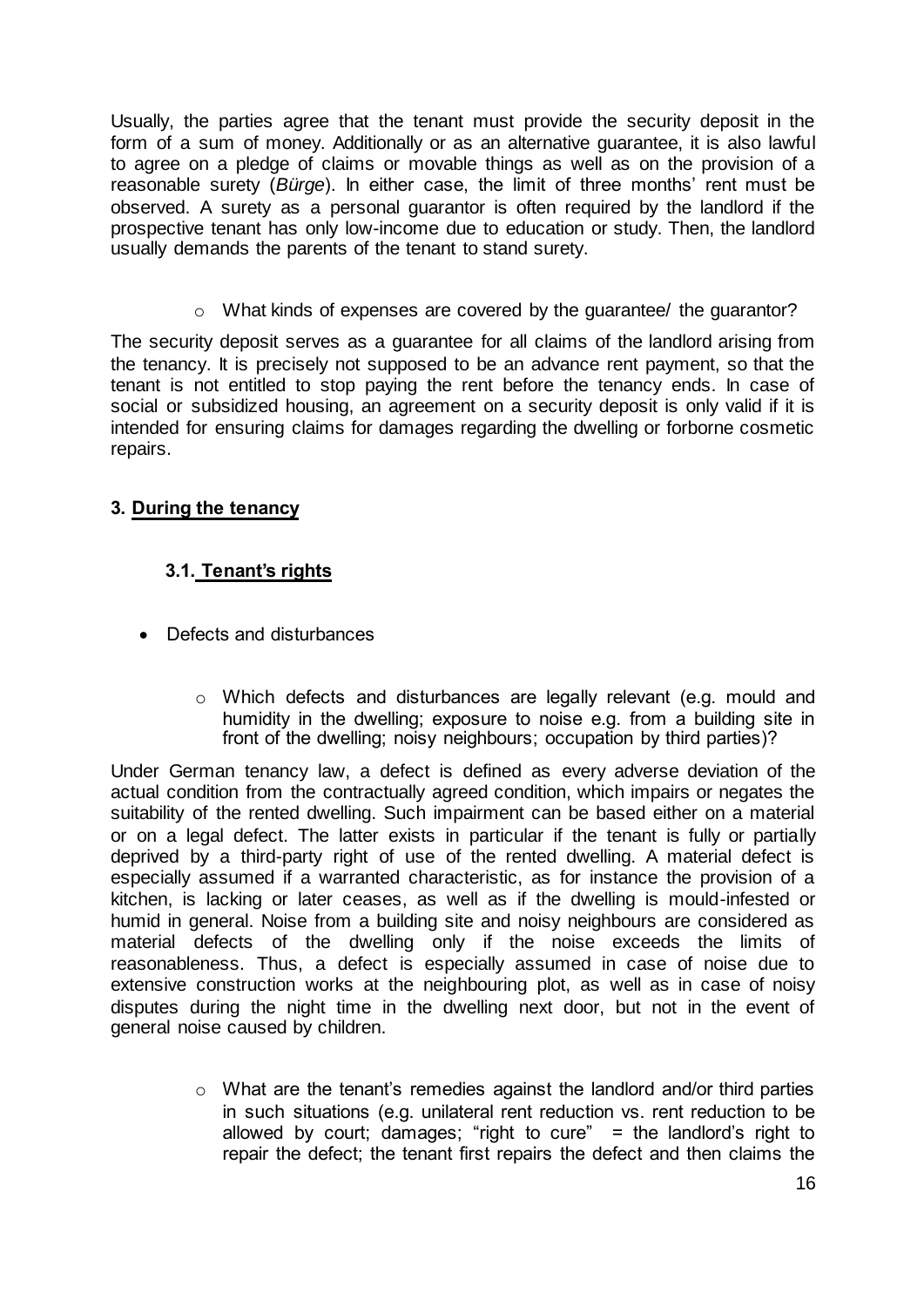Usually, the parties agree that the tenant must provide the security deposit in the form of a sum of money. Additionally or as an alternative guarantee, it is also lawful to agree on a pledge of claims or movable things as well as on the provision of a reasonable surety (*Bürge*). In either case, the limit of three months' rent must be observed. A surety as a personal guarantor is often required by the landlord if the prospective tenant has only low-income due to education or study. Then, the landlord usually demands the parents of the tenant to stand surety.

- What kinds of expenses are covered by the guarantee/ the guarantor?

The security deposit serves as a guarantee for all claims of the landlord arising from the tenancy. It is precisely not supposed to be an advance rent payment, so that the tenant is not entitled to stop paying the rent before the tenancy ends. In case of social or subsidized housing, an agreement on a security deposit is only valid if it is intended for ensuring claims for damages regarding the dwelling or forborne cosmetic repairs.

## 3. During the tenancy

### 3.1. Tenant's rights

- Defects and disturbances

  - Which defects and disturbances are legally relevant (e.g. mould and humidity in the dwelling; exposure to noise e.g. from a building site in front of the dwelling; noisy neighbours; occupation by third parties)?

Under German tenancy law, a defect is defined as every adverse deviation of the actual condition from the contractually agreed condition, which impairs or negates the suitability of the rented dwelling. Such impairment can be based either on a material or on a legal defect. The latter exists in particular if the tenant is fully or partially deprived by a third-party right of use of the rented dwelling. A material defect is especially assumed if a warranted characteristic, as for instance the provision of a kitchen, is lacking or later ceases, as well as if the dwelling is mould-infested or humid in general. Noise from a building site and noisy neighbours are considered as material defects of the dwelling only if the noise exceeds the limits of reasonableness. Thus, a defect is especially assumed in case of noise due to extensive construction works at the neighbouring plot, as well as in case of noisy disputes during the night time in the dwelling next door, but not in the event of general noise caused by children.

  - What are the tenant's remedies against the landlord and/or third parties in such situations (e.g. unilateral rent reduction vs. rent reduction to be allowed by court; damages; "right to cure" = the landlord's right to repair the defect; the tenant first repairs the defect and then claims the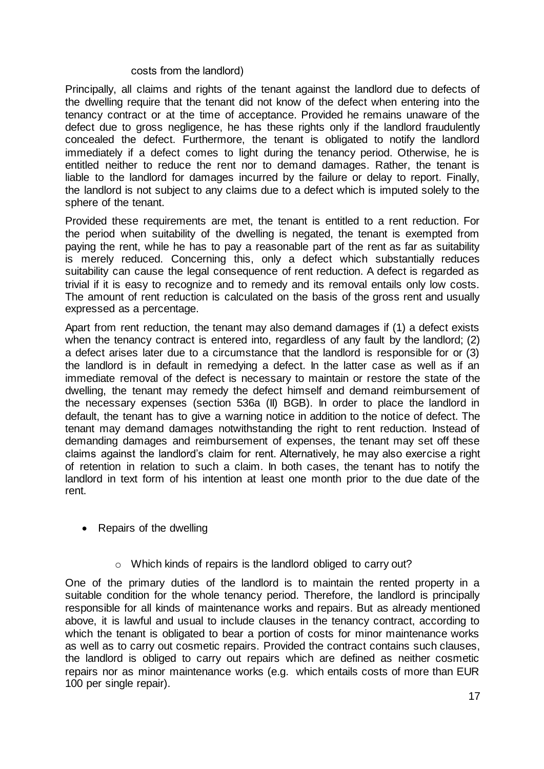costs from the landlord)

Principally, all claims and rights of the tenant against the landlord due to defects of the dwelling require that the tenant did not know of the defect when entering into the tenancy contract or at the time of acceptance. Provided he remains unaware of the defect due to gross negligence, he has these rights only if the landlord fraudulently concealed the defect. Furthermore, the tenant is obligated to notify the landlord immediately if a defect comes to light during the tenancy period. Otherwise, he is entitled neither to reduce the rent nor to demand damages. Rather, the tenant is liable to the landlord for damages incurred by the failure or delay to report. Finally, the landlord is not subject to any claims due to a defect which is imputed solely to the sphere of the tenant.

Provided these requirements are met, the tenant is entitled to a rent reduction. For the period when suitability of the dwelling is negated, the tenant is exempted from paying the rent, while he has to pay a reasonable part of the rent as far as suitability is merely reduced. Concerning this, only a defect which substantially reduces suitability can cause the legal consequence of rent reduction. A defect is regarded as trivial if it is easy to recognize and to remedy and its removal entails only low costs. The amount of rent reduction is calculated on the basis of the gross rent and usually expressed as a percentage.

Apart from rent reduction, the tenant may also demand damages if (1) a defect exists when the tenancy contract is entered into, regardless of any fault by the landlord; (2) a defect arises later due to a circumstance that the landlord is responsible for or (3) the landlord is in default in remedying a defect. In the latter case as well as if an immediate removal of the defect is necessary to maintain or restore the state of the dwelling, the tenant may remedy the defect himself and demand reimbursement of the necessary expenses (section 536a (II) BGB). In order to place the landlord in default, the tenant has to give a warning notice in addition to the notice of defect. The tenant may demand damages notwithstanding the right to rent reduction. Instead of demanding damages and reimbursement of expenses, the tenant may set off these claims against the landlord's claim for rent. Alternatively, he may also exercise a right of retention in relation to such a claim. In both cases, the tenant has to notify the landlord in text form of his intention at least one month prior to the due date of the rent.

- Repairs of the dwelling

  - Which kinds of repairs is the landlord obliged to carry out?

One of the primary duties of the landlord is to maintain the rented property in a suitable condition for the whole tenancy period. Therefore, the landlord is principally responsible for all kinds of maintenance works and repairs. But as already mentioned above, it is lawful and usual to include clauses in the tenancy contract, according to which the tenant is obligated to bear a portion of costs for minor maintenance works as well as to carry out cosmetic repairs. Provided the contract contains such clauses, the landlord is obliged to carry out repairs which are defined as neither cosmetic repairs nor as minor maintenance works (e.g. which entails costs of more than EUR 100 per single repair).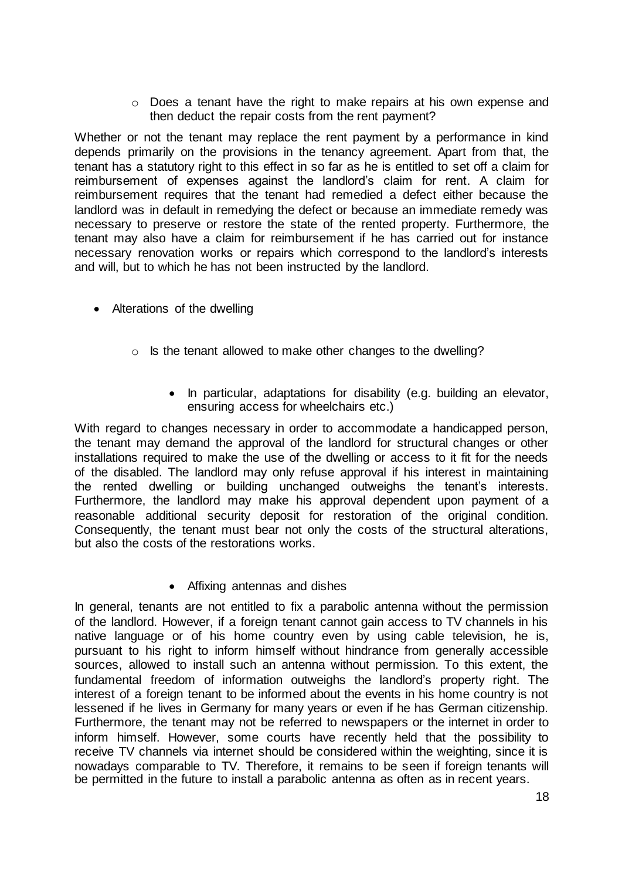- Does a tenant have the right to make repairs at his own expense and then deduct the repair costs from the rent payment?

Whether or not the tenant may replace the rent payment by a performance in kind depends primarily on the provisions in the tenancy agreement. Apart from that, the tenant has a statutory right to this effect in so far as he is entitled to set off a claim for reimbursement of expenses against the landlord's claim for rent. A claim for reimbursement requires that the tenant had remedied a defect either because the landlord was in default in remedying the defect or because an immediate remedy was necessary to preserve or restore the state of the rented property. Furthermore, the tenant may also have a claim for reimbursement if he has carried out for instance necessary renovation works or repairs which correspond to the landlord's interests and will, but to which he has not been instructed by the landlord.

- Alterations of the dwelling
  - Is the tenant allowed to make other changes to the dwelling?
    - In particular, adaptations for disability (e.g. building an elevator, ensuring access for wheelchairs etc.)

With regard to changes necessary in order to accommodate a handicapped person, the tenant may demand the approval of the landlord for structural changes or other installations required to make the use of the dwelling or access to it fit for the needs of the disabled. The landlord may only refuse approval if his interest in maintaining the rented dwelling or building unchanged outweighs the tenant's interests. Furthermore, the landlord may make his approval dependent upon payment of a reasonable additional security deposit for restoration of the original condition. Consequently, the tenant must bear not only the costs of the structural alterations, but also the costs of the restorations works.

- Affixing antennas and dishes

In general, tenants are not entitled to fix a parabolic antenna without the permission of the landlord. However, if a foreign tenant cannot gain access to TV channels in his native language or of his home country even by using cable television, he is, pursuant to his right to inform himself without hindrance from generally accessible sources, allowed to install such an antenna without permission. To this extent, the fundamental freedom of information outweighs the landlord's property right. The interest of a foreign tenant to be informed about the events in his home country is not lessened if he lives in Germany for many years or even if he has German citizenship. Furthermore, the tenant may not be referred to newspapers or the internet in order to inform himself. However, some courts have recently held that the possibility to receive TV channels via internet should be considered within the weighting, since it is nowadays comparable to TV. Therefore, it remains to be seen if foreign tenants will be permitted in the future to install a parabolic antenna as often as in recent years.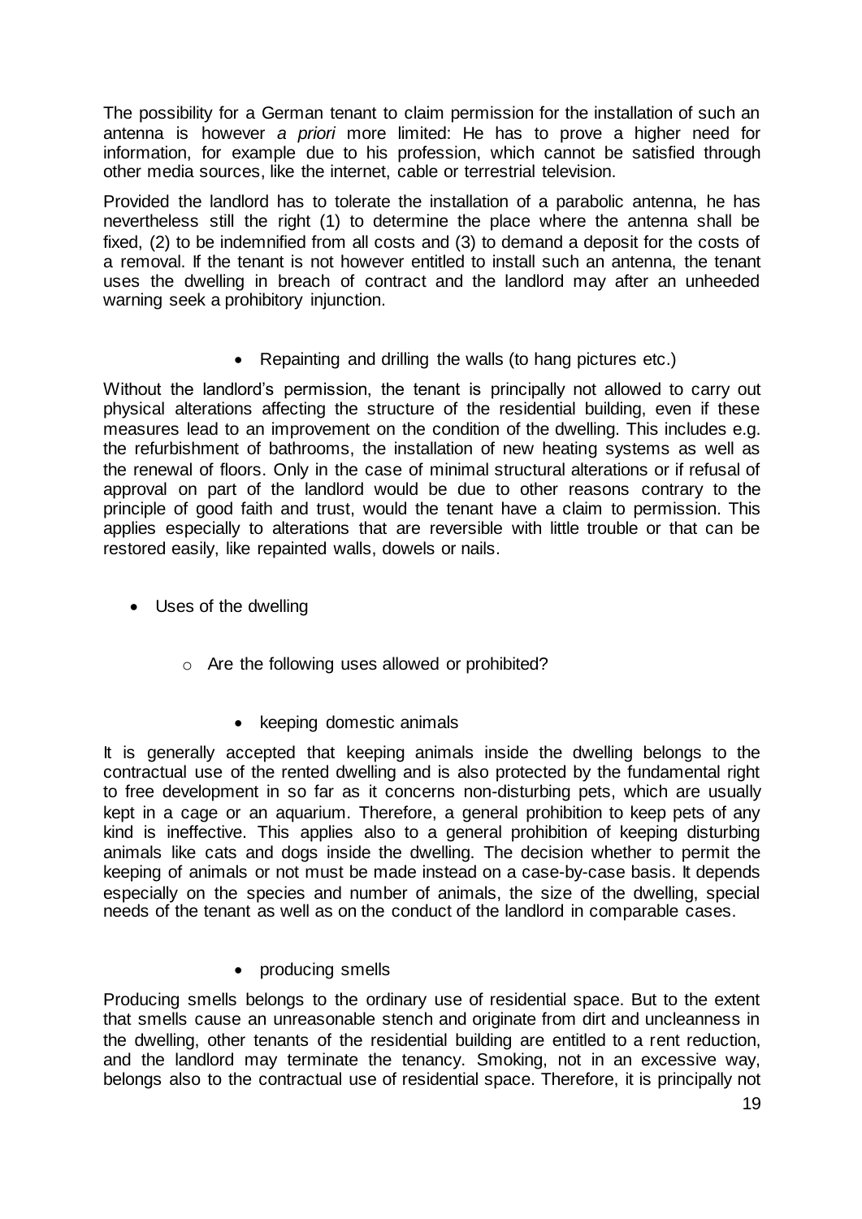The possibility for a German tenant to claim permission for the installation of such an antenna is however *a priori* more limited: He has to prove a higher need for information, for example due to his profession, which cannot be satisfied through other media sources, like the internet, cable or terrestrial television.

Provided the landlord has to tolerate the installation of a parabolic antenna, he has nevertheless still the right (1) to determine the place where the antenna shall be fixed, (2) to be indemnified from all costs and (3) to demand a deposit for the costs of a removal. If the tenant is not however entitled to install such an antenna, the tenant uses the dwelling in breach of contract and the landlord may after an unheeded warning seek a prohibitory injunction.

- Repainting and drilling the walls (to hang pictures etc.)

Without the landlord's permission, the tenant is principally not allowed to carry out physical alterations affecting the structure of the residential building, even if these measures lead to an improvement on the condition of the dwelling. This includes e.g. the refurbishment of bathrooms, the installation of new heating systems as well as the renewal of floors. Only in the case of minimal structural alterations or if refusal of approval on part of the landlord would be due to other reasons contrary to the principle of good faith and trust, would the tenant have a claim to permission. This applies especially to alterations that are reversible with little trouble or that can be restored easily, like repainted walls, dowels or nails.

- Uses of the dwelling
  - Are the following uses allowed or prohibited?
    - keeping domestic animals

It is generally accepted that keeping animals inside the dwelling belongs to the contractual use of the rented dwelling and is also protected by the fundamental right to free development in so far as it concerns non-disturbing pets, which are usually kept in a cage or an aquarium. Therefore, a general prohibition to keep pets of any kind is ineffective. This applies also to a general prohibition of keeping disturbing animals like cats and dogs inside the dwelling. The decision whether to permit the keeping of animals or not must be made instead on a case-by-case basis. It depends especially on the species and number of animals, the size of the dwelling, special needs of the tenant as well as on the conduct of the landlord in comparable cases.

- producing smells

Producing smells belongs to the ordinary use of residential space. But to the extent that smells cause an unreasonable stench and originate from dirt and uncleanness in the dwelling, other tenants of the residential building are entitled to a rent reduction, and the landlord may terminate the tenancy. Smoking, not in an excessive way, belongs also to the contractual use of residential space. Therefore, it is principally not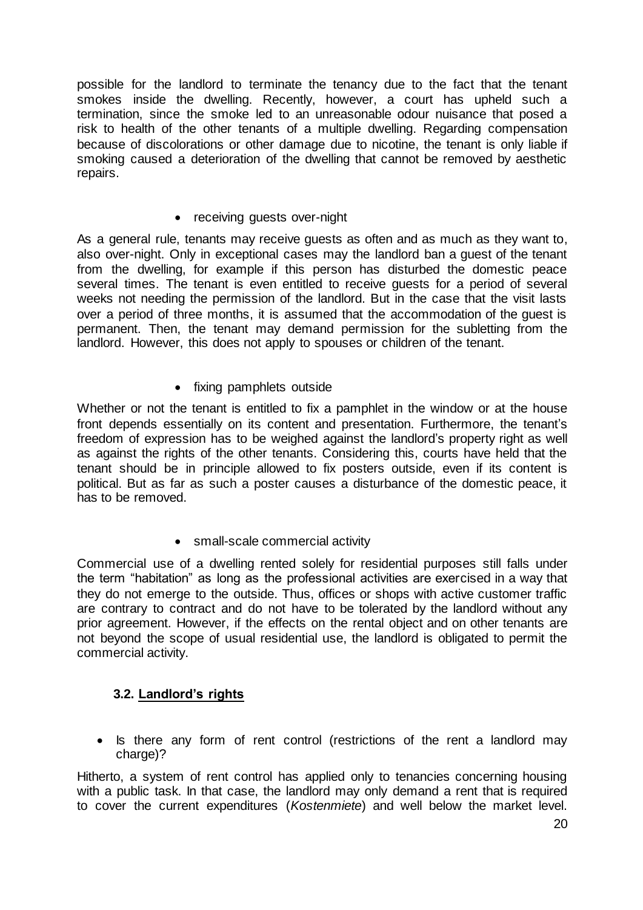possible for the landlord to terminate the tenancy due to the fact that the tenant smokes inside the dwelling. Recently, however, a court has upheld such a termination, since the smoke led to an unreasonable odour nuisance that posed a risk to health of the other tenants of a multiple dwelling. Regarding compensation because of discolorations or other damage due to nicotine, the tenant is only liable if smoking caused a deterioration of the dwelling that cannot be removed by aesthetic repairs.

- receiving guests over-night

As a general rule, tenants may receive guests as often and as much as they want to, also over-night. Only in exceptional cases may the landlord ban a guest of the tenant from the dwelling, for example if this person has disturbed the domestic peace several times. The tenant is even entitled to receive guests for a period of several weeks not needing the permission of the landlord. But in the case that the visit lasts over a period of three months, it is assumed that the accommodation of the guest is permanent. Then, the tenant may demand permission for the subletting from the landlord. However, this does not apply to spouses or children of the tenant.

- fixing pamphlets outside

Whether or not the tenant is entitled to fix a pamphlet in the window or at the house front depends essentially on its content and presentation. Furthermore, the tenant's freedom of expression has to be weighed against the landlord's property right as well as against the rights of the other tenants. Considering this, courts have held that the tenant should be in principle allowed to fix posters outside, even if its content is political. But as far as such a poster causes a disturbance of the domestic peace, it has to be removed.

- small-scale commercial activity

Commercial use of a dwelling rented solely for residential purposes still falls under the term "habitation" as long as the professional activities are exercised in a way that they do not emerge to the outside. Thus, offices or shops with active customer traffic are contrary to contract and do not have to be tolerated by the landlord without any prior agreement. However, if the effects on the rental object and on other tenants are not beyond the scope of usual residential use, the landlord is obligated to permit the commercial activity.

### 3.2. Landlord's rights

- Is there any form of rent control (restrictions of the rent a landlord may charge)?

Hitherto, a system of rent control has applied only to tenancies concerning housing with a public task. In that case, the landlord may only demand a rent that is required to cover the current expenditures (*Kostenmiete*) and well below the market level.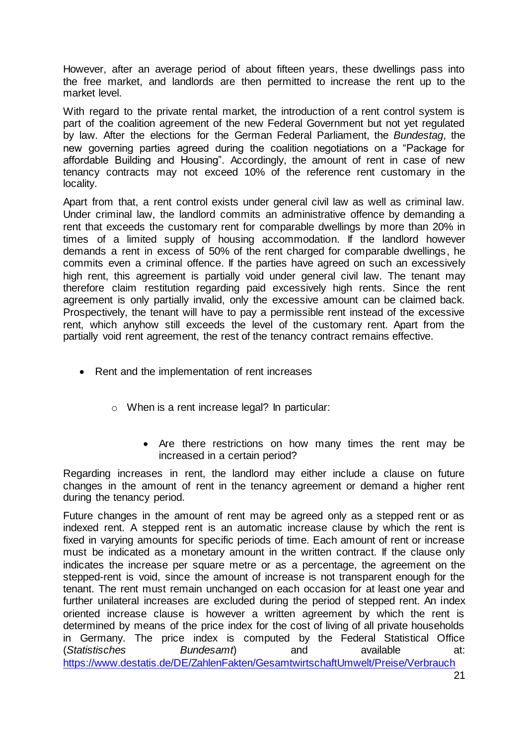However, after an average period of about fifteen years, these dwellings pass into the free market, and landlords are then permitted to increase the rent up to the market level.

With regard to the private rental market, the introduction of a rent control system is part of the coalition agreement of the new Federal Government but not yet regulated by law. After the elections for the German Federal Parliament, the *Bundestag*, the new governing parties agreed during the coalition negotiations on a "Package for affordable Building and Housing". Accordingly, the amount of rent in case of new tenancy contracts may not exceed 10% of the reference rent customary in the locality.

Apart from that, a rent control exists under general civil law as well as criminal law. Under criminal law, the landlord commits an administrative offence by demanding a rent that exceeds the customary rent for comparable dwellings by more than 20% in times of a limited supply of housing accommodation. If the landlord however demands a rent in excess of 50% of the rent charged for comparable dwellings, he commits even a criminal offence. If the parties have agreed on such an excessively high rent, this agreement is partially void under general civil law. The tenant may therefore claim restitution regarding paid excessively high rents. Since the rent agreement is only partially invalid, only the excessive amount can be claimed back. Prospectively, the tenant will have to pay a permissible rent instead of the excessive rent, which anyhow still exceeds the level of the customary rent. Apart from the partially void rent agreement, the rest of the tenancy contract remains effective.

- Rent and the implementation of rent increases
    - When is a rent increase legal? In particular:
        - Are there restrictions on how many times the rent may be increased in a certain period?

Regarding increases in rent, the landlord may either include a clause on future changes in the amount of rent in the tenancy agreement or demand a higher rent during the tenancy period.

Future changes in the amount of rent may be agreed only as a stepped rent or as indexed rent. A stepped rent is an automatic increase clause by which the rent is fixed in varying amounts for specific periods of time. Each amount of rent or increase must be indicated as a monetary amount in the written contract. If the clause only indicates the increase per square metre or as a percentage, the agreement on the stepped-rent is void, since the amount of increase is not transparent enough for the tenant. The rent must remain unchanged on each occasion for at least one year and further unilateral increases are excluded during the period of stepped rent. An index oriented increase clause is however a written agreement by which the rent is determined by means of the price index for the cost of living of all private households in Germany. The price index is computed by the Federal Statistical Office (*Statistisches Bundesamt*) and available at: https://www.destatis.de/DE/ZahlenFakten/GesamtwirtschaftUmwelt/Preise/Verbrauch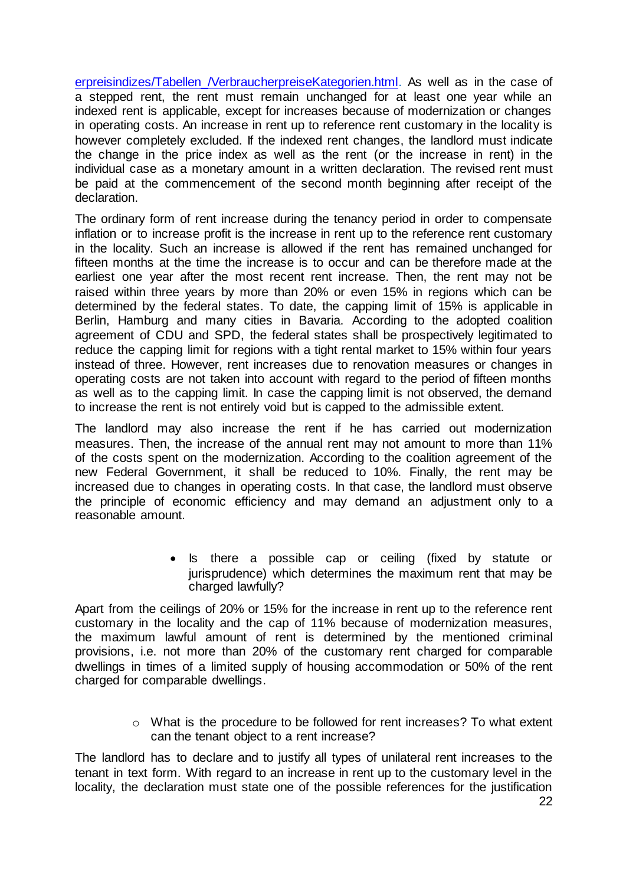erpreisindizes/Tabellen_/VerbraucherpreiseKategorien.html. As well as in the case of a stepped rent, the rent must remain unchanged for at least one year while an indexed rent is applicable, except for increases because of modernization or changes in operating costs. An increase in rent up to reference rent customary in the locality is however completely excluded. If the indexed rent changes, the landlord must indicate the change in the price index as well as the rent (or the increase in rent) in the individual case as a monetary amount in a written declaration. The revised rent must be paid at the commencement of the second month beginning after receipt of the declaration.

The ordinary form of rent increase during the tenancy period in order to compensate inflation or to increase profit is the increase in rent up to the reference rent customary in the locality. Such an increase is allowed if the rent has remained unchanged for fifteen months at the time the increase is to occur and can be therefore made at the earliest one year after the most recent rent increase. Then, the rent may not be raised within three years by more than 20% or even 15% in regions which can be determined by the federal states. To date, the capping limit of 15% is applicable in Berlin, Hamburg and many cities in Bavaria. According to the adopted coalition agreement of CDU and SPD, the federal states shall be prospectively legitimated to reduce the capping limit for regions with a tight rental market to 15% within four years instead of three. However, rent increases due to renovation measures or changes in operating costs are not taken into account with regard to the period of fifteen months as well as to the capping limit. In case the capping limit is not observed, the demand to increase the rent is not entirely void but is capped to the admissible extent.

The landlord may also increase the rent if he has carried out modernization measures. Then, the increase of the annual rent may not amount to more than 11% of the costs spent on the modernization. According to the coalition agreement of the new Federal Government, it shall be reduced to 10%. Finally, the rent may be increased due to changes in operating costs. In that case, the landlord must observe the principle of economic efficiency and may demand an adjustment only to a reasonable amount.

- Is there a possible cap or ceiling (fixed by statute or jurisprudence) which determines the maximum rent that may be charged lawfully?

Apart from the ceilings of 20% or 15% for the increase in rent up to the reference rent customary in the locality and the cap of 11% because of modernization measures, the maximum lawful amount of rent is determined by the mentioned criminal provisions, i.e. not more than 20% of the customary rent charged for comparable dwellings in times of a limited supply of housing accommodation or 50% of the rent charged for comparable dwellings.

  - What is the procedure to be followed for rent increases? To what extent can the tenant object to a rent increase?

The landlord has to declare and to justify all types of unilateral rent increases to the tenant in text form. With regard to an increase in rent up to the customary level in the locality, the declaration must state one of the possible references for the justification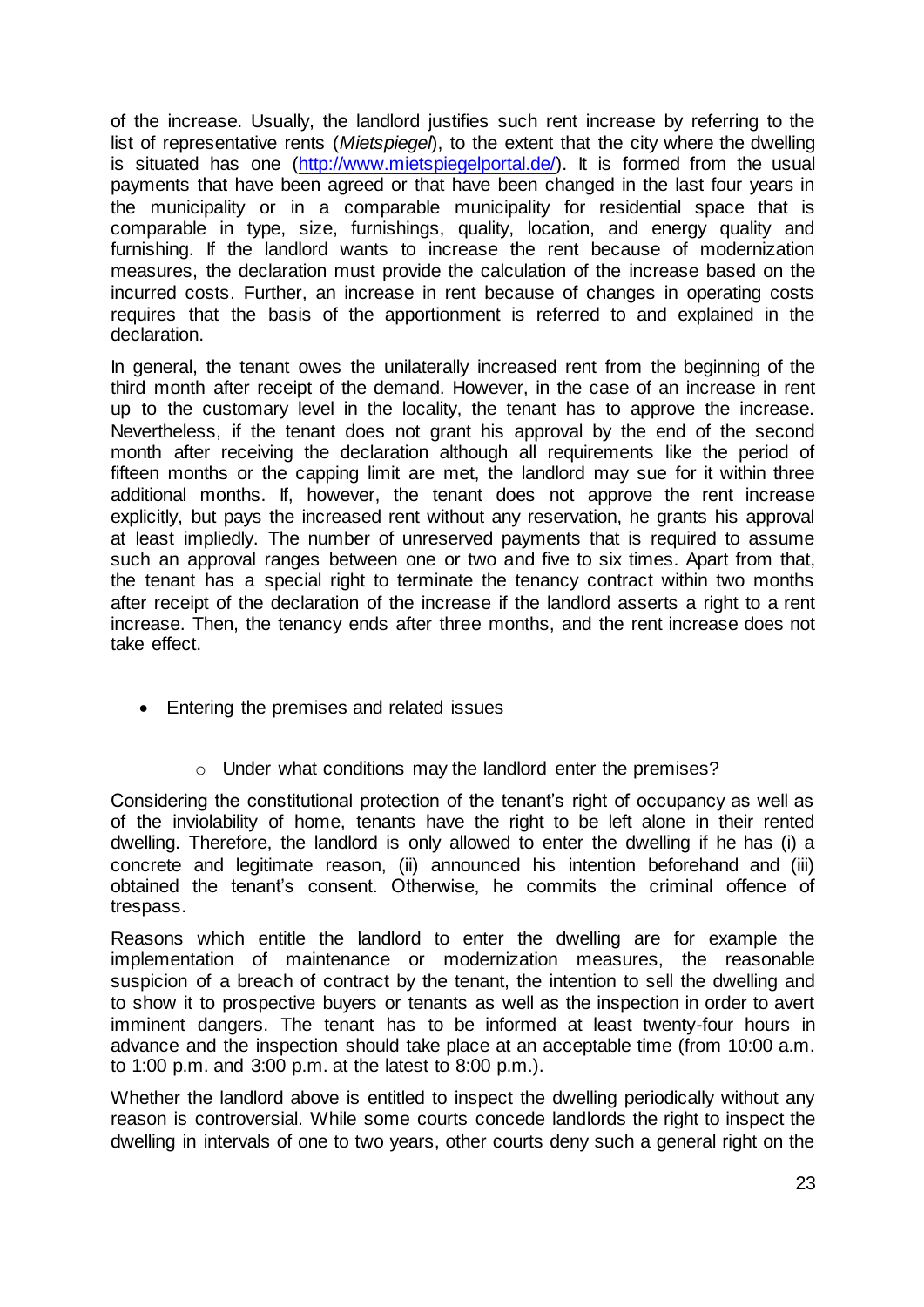of the increase. Usually, the landlord justifies such rent increase by referring to the list of representative rents (*Mietspiegel*), to the extent that the city where the dwelling is situated has one (http://www.mietspiegelportal.de/). It is formed from the usual payments that have been agreed or that have been changed in the last four years in the municipality or in a comparable municipality for residential space that is comparable in type, size, furnishings, quality, location, and energy quality and furnishing. If the landlord wants to increase the rent because of modernization measures, the declaration must provide the calculation of the increase based on the incurred costs. Further, an increase in rent because of changes in operating costs requires that the basis of the apportionment is referred to and explained in the declaration.

In general, the tenant owes the unilaterally increased rent from the beginning of the third month after receipt of the demand. However, in the case of an increase in rent up to the customary level in the locality, the tenant has to approve the increase. Nevertheless, if the tenant does not grant his approval by the end of the second month after receiving the declaration although all requirements like the period of fifteen months or the capping limit are met, the landlord may sue for it within three additional months. If, however, the tenant does not approve the rent increase explicitly, but pays the increased rent without any reservation, he grants his approval at least impliedly. The number of unreserved payments that is required to assume such an approval ranges between one or two and five to six times. Apart from that, the tenant has a special right to terminate the tenancy contract within two months after receipt of the declaration of the increase if the landlord asserts a right to a rent increase. Then, the tenancy ends after three months, and the rent increase does not take effect.

- Entering the premises and related issues

  - Under what conditions may the landlord enter the premises?

Considering the constitutional protection of the tenant's right of occupancy as well as of the inviolability of home, tenants have the right to be left alone in their rented dwelling. Therefore, the landlord is only allowed to enter the dwelling if he has (i) a concrete and legitimate reason, (ii) announced his intention beforehand and (iii) obtained the tenant's consent. Otherwise, he commits the criminal offence of trespass.

Reasons which entitle the landlord to enter the dwelling are for example the implementation of maintenance or modernization measures, the reasonable suspicion of a breach of contract by the tenant, the intention to sell the dwelling and to show it to prospective buyers or tenants as well as the inspection in order to avert imminent dangers. The tenant has to be informed at least twenty-four hours in advance and the inspection should take place at an acceptable time (from 10:00 a.m. to 1:00 p.m. and 3:00 p.m. at the latest to 8:00 p.m.).

Whether the landlord above is entitled to inspect the dwelling periodically without any reason is controversial. While some courts concede landlords the right to inspect the dwelling in intervals of one to two years, other courts deny such a general right on the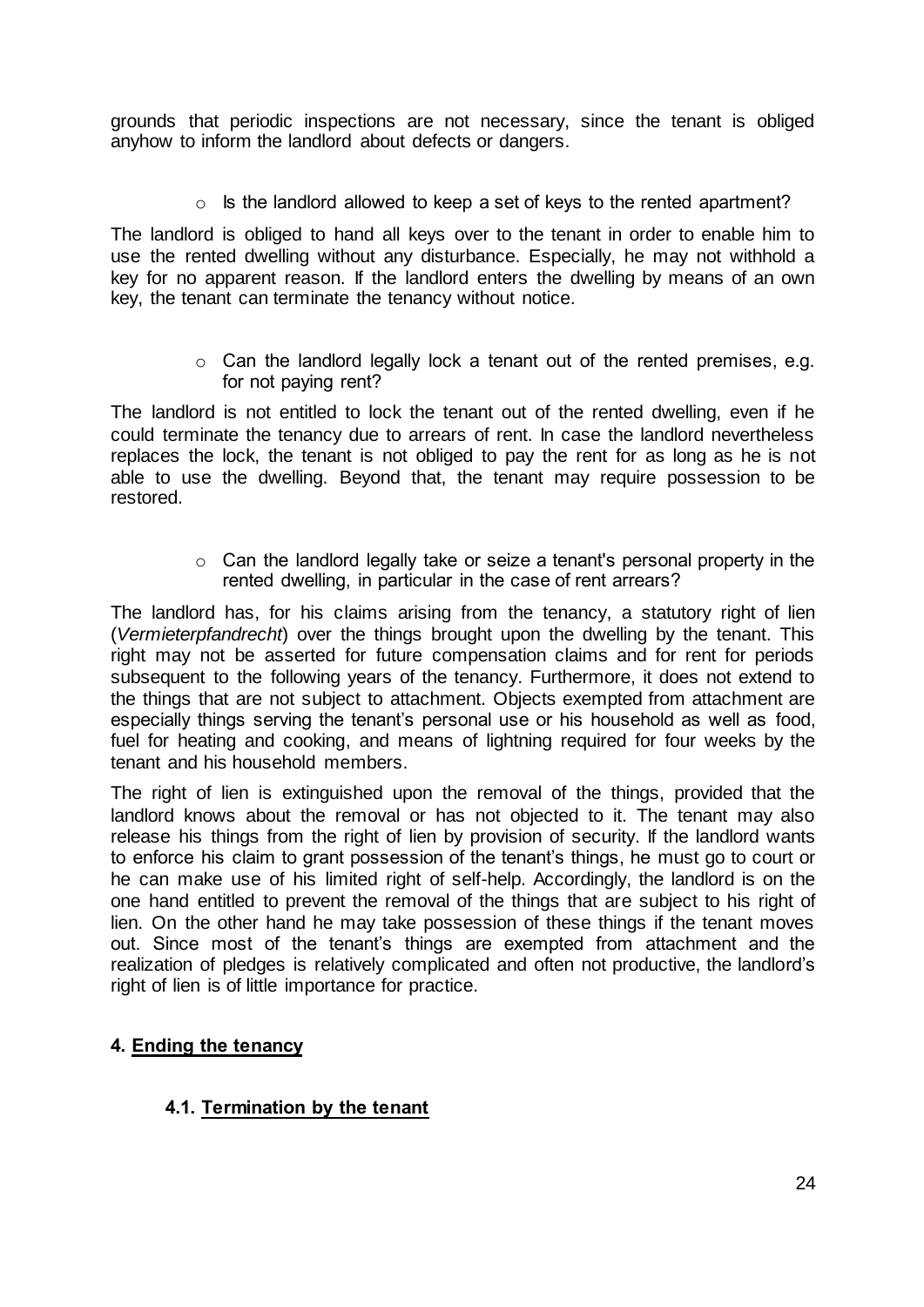grounds that periodic inspections are not necessary, since the tenant is obliged anyhow to inform the landlord about defects or dangers.

- Is the landlord allowed to keep a set of keys to the rented apartment?

The landlord is obliged to hand all keys over to the tenant in order to enable him to use the rented dwelling without any disturbance. Especially, he may not withhold a key for no apparent reason. If the landlord enters the dwelling by means of an own key, the tenant can terminate the tenancy without notice.

- Can the landlord legally lock a tenant out of the rented premises, e.g. for not paying rent?

The landlord is not entitled to lock the tenant out of the rented dwelling, even if he could terminate the tenancy due to arrears of rent. In case the landlord nevertheless replaces the lock, the tenant is not obliged to pay the rent for as long as he is not able to use the dwelling. Beyond that, the tenant may require possession to be restored.

- Can the landlord legally take or seize a tenant's personal property in the rented dwelling, in particular in the case of rent arrears?

The landlord has, for his claims arising from the tenancy, a statutory right of lien (*Vermieterpfandrecht*) over the things brought upon the dwelling by the tenant. This right may not be asserted for future compensation claims and for rent for periods subsequent to the following years of the tenancy. Furthermore, it does not extend to the things that are not subject to attachment. Objects exempted from attachment are especially things serving the tenant's personal use or his household as well as food, fuel for heating and cooking, and means of lightning required for four weeks by the tenant and his household members.

The right of lien is extinguished upon the removal of the things, provided that the landlord knows about the removal or has not objected to it. The tenant may also release his things from the right of lien by provision of security. If the landlord wants to enforce his claim to grant possession of the tenant's things, he must go to court or he can make use of his limited right of self-help. Accordingly, the landlord is on the one hand entitled to prevent the removal of the things that are subject to his right of lien. On the other hand he may take possession of these things if the tenant moves out. Since most of the tenant's things are exempted from attachment and the realization of pledges is relatively complicated and often not productive, the landlord's right of lien is of little importance for practice.

## 4. Ending the tenancy

### 4.1. Termination by the tenant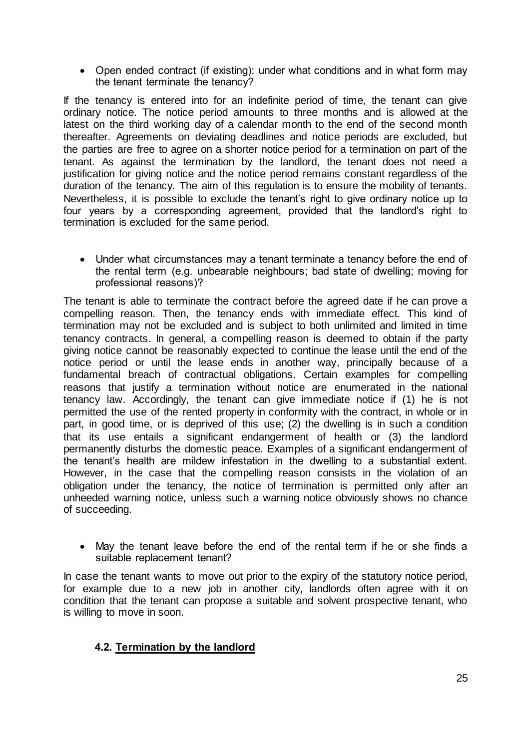- Open ended contract (if existing): under what conditions and in what form may the tenant terminate the tenancy?

If the tenancy is entered into for an indefinite period of time, the tenant can give ordinary notice. The notice period amounts to three months and is allowed at the latest on the third working day of a calendar month to the end of the second month thereafter. Agreements on deviating deadlines and notice periods are excluded, but the parties are free to agree on a shorter notice period for a termination on part of the tenant. As against the termination by the landlord, the tenant does not need a justification for giving notice and the notice period remains constant regardless of the duration of the tenancy. The aim of this regulation is to ensure the mobility of tenants. Nevertheless, it is possible to exclude the tenant's right to give ordinary notice up to four years by a corresponding agreement, provided that the landlord's right to termination is excluded for the same period.

- Under what circumstances may a tenant terminate a tenancy before the end of the rental term (e.g. unbearable neighbours; bad state of dwelling; moving for professional reasons)?

The tenant is able to terminate the contract before the agreed date if he can prove a compelling reason. Then, the tenancy ends with immediate effect. This kind of termination may not be excluded and is subject to both unlimited and limited in time tenancy contracts. In general, a compelling reason is deemed to obtain if the party giving notice cannot be reasonably expected to continue the lease until the end of the notice period or until the lease ends in another way, principally because of a fundamental breach of contractual obligations. Certain examples for compelling reasons that justify a termination without notice are enumerated in the national tenancy law. Accordingly, the tenant can give immediate notice if (1) he is not permitted the use of the rented property in conformity with the contract, in whole or in part, in good time, or is deprived of this use; (2) the dwelling is in such a condition that its use entails a significant endangerment of health or (3) the landlord permanently disturbs the domestic peace. Examples of a significant endangerment of the tenant's health are mildew infestation in the dwelling to a substantial extent. However, in the case that the compelling reason consists in the violation of an obligation under the tenancy, the notice of termination is permitted only after an unheeded warning notice, unless such a warning notice obviously shows no chance of succeeding.

- May the tenant leave before the end of the rental term if he or she finds a suitable replacement tenant?

In case the tenant wants to move out prior to the expiry of the statutory notice period, for example due to a new job in another city, landlords often agree with it on condition that the tenant can propose a suitable and solvent prospective tenant, who is willing to move in soon.

### 4.2. Termination by the landlord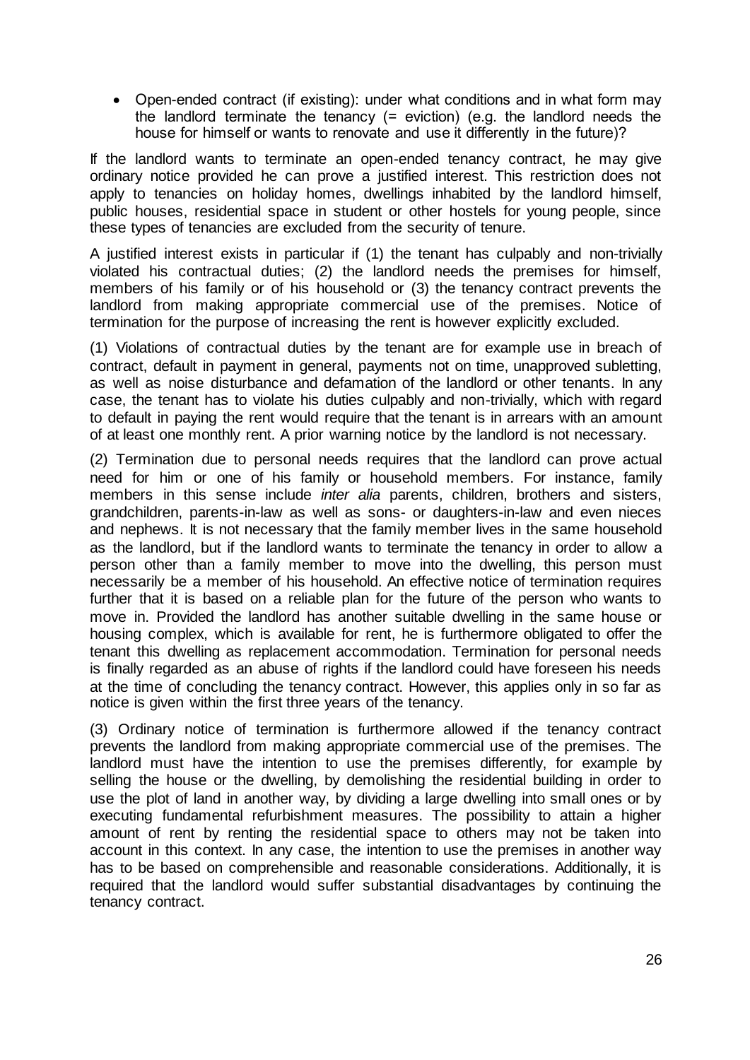- Open-ended contract (if existing): under what conditions and in what form may the landlord terminate the tenancy (= eviction) (e.g. the landlord needs the house for himself or wants to renovate and use it differently in the future)?

If the landlord wants to terminate an open-ended tenancy contract, he may give ordinary notice provided he can prove a justified interest. This restriction does not apply to tenancies on holiday homes, dwellings inhabited by the landlord himself, public houses, residential space in student or other hostels for young people, since these types of tenancies are excluded from the security of tenure.

A justified interest exists in particular if (1) the tenant has culpably and non-trivially violated his contractual duties; (2) the landlord needs the premises for himself, members of his family or of his household or (3) the tenancy contract prevents the landlord from making appropriate commercial use of the premises. Notice of termination for the purpose of increasing the rent is however explicitly excluded.

(1) Violations of contractual duties by the tenant are for example use in breach of contract, default in payment in general, payments not on time, unapproved subletting, as well as noise disturbance and defamation of the landlord or other tenants. In any case, the tenant has to violate his duties culpably and non-trivially, which with regard to default in paying the rent would require that the tenant is in arrears with an amount of at least one monthly rent. A prior warning notice by the landlord is not necessary.

(2) Termination due to personal needs requires that the landlord can prove actual need for him or one of his family or household members. For instance, family members in this sense include *inter alia* parents, children, brothers and sisters, grandchildren, parents-in-law as well as sons- or daughters-in-law and even nieces and nephews. It is not necessary that the family member lives in the same household as the landlord, but if the landlord wants to terminate the tenancy in order to allow a person other than a family member to move into the dwelling, this person must necessarily be a member of his household. An effective notice of termination requires further that it is based on a reliable plan for the future of the person who wants to move in. Provided the landlord has another suitable dwelling in the same house or housing complex, which is available for rent, he is furthermore obligated to offer the tenant this dwelling as replacement accommodation. Termination for personal needs is finally regarded as an abuse of rights if the landlord could have foreseen his needs at the time of concluding the tenancy contract. However, this applies only in so far as notice is given within the first three years of the tenancy.

(3) Ordinary notice of termination is furthermore allowed if the tenancy contract prevents the landlord from making appropriate commercial use of the premises. The landlord must have the intention to use the premises differently, for example by selling the house or the dwelling, by demolishing the residential building in order to use the plot of land in another way, by dividing a large dwelling into small ones or by executing fundamental refurbishment measures. The possibility to attain a higher amount of rent by renting the residential space to others may not be taken into account in this context. In any case, the intention to use the premises in another way has to be based on comprehensible and reasonable considerations. Additionally, it is required that the landlord would suffer substantial disadvantages by continuing the tenancy contract.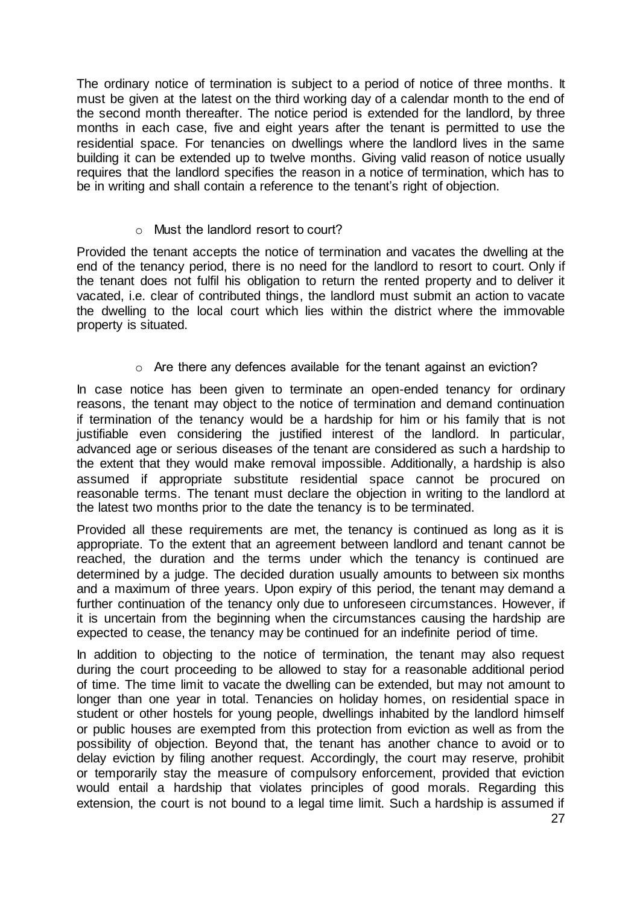The ordinary notice of termination is subject to a period of notice of three months. It must be given at the latest on the third working day of a calendar month to the end of the second month thereafter. The notice period is extended for the landlord, by three months in each case, five and eight years after the tenant is permitted to use the residential space. For tenancies on dwellings where the landlord lives in the same building it can be extended up to twelve months. Giving valid reason of notice usually requires that the landlord specifies the reason in a notice of termination, which has to be in writing and shall contain a reference to the tenant's right of objection.

- Must the landlord resort to court?

Provided the tenant accepts the notice of termination and vacates the dwelling at the end of the tenancy period, there is no need for the landlord to resort to court. Only if the tenant does not fulfil his obligation to return the rented property and to deliver it vacated, i.e. clear of contributed things, the landlord must submit an action to vacate the dwelling to the local court which lies within the district where the immovable property is situated.

- Are there any defences available for the tenant against an eviction?

In case notice has been given to terminate an open-ended tenancy for ordinary reasons, the tenant may object to the notice of termination and demand continuation if termination of the tenancy would be a hardship for him or his family that is not justifiable even considering the justified interest of the landlord. In particular, advanced age or serious diseases of the tenant are considered as such a hardship to the extent that they would make removal impossible. Additionally, a hardship is also assumed if appropriate substitute residential space cannot be procured on reasonable terms. The tenant must declare the objection in writing to the landlord at the latest two months prior to the date the tenancy is to be terminated.

Provided all these requirements are met, the tenancy is continued as long as it is appropriate. To the extent that an agreement between landlord and tenant cannot be reached, the duration and the terms under which the tenancy is continued are determined by a judge. The decided duration usually amounts to between six months and a maximum of three years. Upon expiry of this period, the tenant may demand a further continuation of the tenancy only due to unforeseen circumstances. However, if it is uncertain from the beginning when the circumstances causing the hardship are expected to cease, the tenancy may be continued for an indefinite period of time.

In addition to objecting to the notice of termination, the tenant may also request during the court proceeding to be allowed to stay for a reasonable additional period of time. The time limit to vacate the dwelling can be extended, but may not amount to longer than one year in total. Tenancies on holiday homes, on residential space in student or other hostels for young people, dwellings inhabited by the landlord himself or public houses are exempted from this protection from eviction as well as from the possibility of objection. Beyond that, the tenant has another chance to avoid or to delay eviction by filing another request. Accordingly, the court may reserve, prohibit or temporarily stay the measure of compulsory enforcement, provided that eviction would entail a hardship that violates principles of good morals. Regarding this extension, the court is not bound to a legal time limit. Such a hardship is assumed if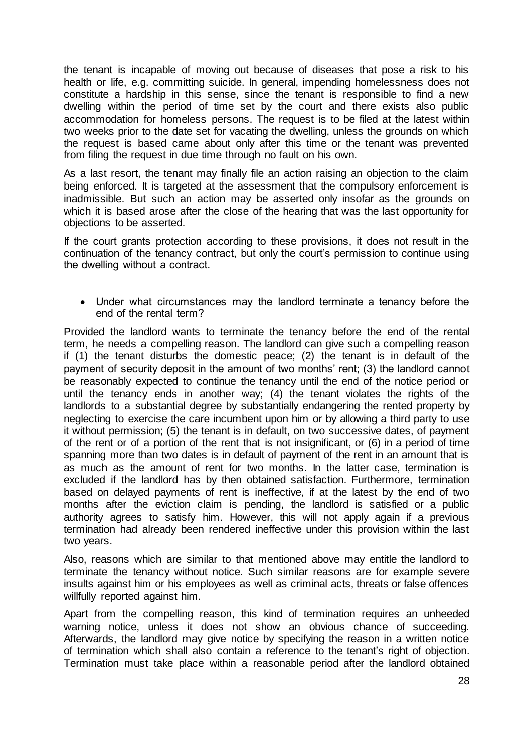the tenant is incapable of moving out because of diseases that pose a risk to his health or life, e.g. committing suicide. In general, impending homelessness does not constitute a hardship in this sense, since the tenant is responsible to find a new dwelling within the period of time set by the court and there exists also public accommodation for homeless persons. The request is to be filed at the latest within two weeks prior to the date set for vacating the dwelling, unless the grounds on which the request is based came about only after this time or the tenant was prevented from filing the request in due time through no fault on his own.

As a last resort, the tenant may finally file an action raising an objection to the claim being enforced. It is targeted at the assessment that the compulsory enforcement is inadmissible. But such an action may be asserted only insofar as the grounds on which it is based arose after the close of the hearing that was the last opportunity for objections to be asserted.

If the court grants protection according to these provisions, it does not result in the continuation of the tenancy contract, but only the court's permission to continue using the dwelling without a contract.

- Under what circumstances may the landlord terminate a tenancy before the end of the rental term?

Provided the landlord wants to terminate the tenancy before the end of the rental term, he needs a compelling reason. The landlord can give such a compelling reason if (1) the tenant disturbs the domestic peace; (2) the tenant is in default of the payment of security deposit in the amount of two months' rent; (3) the landlord cannot be reasonably expected to continue the tenancy until the end of the notice period or until the tenancy ends in another way; (4) the tenant violates the rights of the landlords to a substantial degree by substantially endangering the rented property by neglecting to exercise the care incumbent upon him or by allowing a third party to use it without permission; (5) the tenant is in default, on two successive dates, of payment of the rent or of a portion of the rent that is not insignificant, or (6) in a period of time spanning more than two dates is in default of payment of the rent in an amount that is as much as the amount of rent for two months. In the latter case, termination is excluded if the landlord has by then obtained satisfaction. Furthermore, termination based on delayed payments of rent is ineffective, if at the latest by the end of two months after the eviction claim is pending, the landlord is satisfied or a public authority agrees to satisfy him. However, this will not apply again if a previous termination had already been rendered ineffective under this provision within the last two years.

Also, reasons which are similar to that mentioned above may entitle the landlord to terminate the tenancy without notice. Such similar reasons are for example severe insults against him or his employees as well as criminal acts, threats or false offences willfully reported against him.

Apart from the compelling reason, this kind of termination requires an unheeded warning notice, unless it does not show an obvious chance of succeeding. Afterwards, the landlord may give notice by specifying the reason in a written notice of termination which shall also contain a reference to the tenant's right of objection. Termination must take place within a reasonable period after the landlord obtained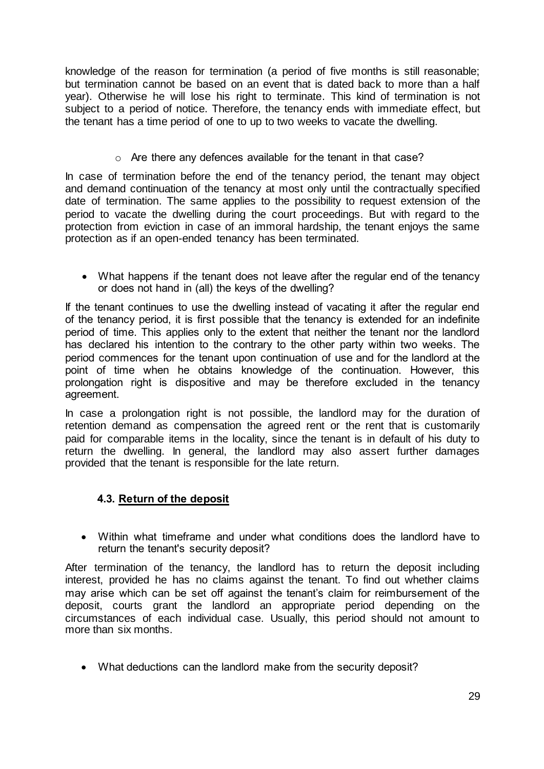knowledge of the reason for termination (a period of five months is still reasonable; but termination cannot be based on an event that is dated back to more than a half year). Otherwise he will lose his right to terminate. This kind of termination is not subject to a period of notice. Therefore, the tenancy ends with immediate effect, but the tenant has a time period of one to up to two weeks to vacate the dwelling.

- Are there any defences available for the tenant in that case?

In case of termination before the end of the tenancy period, the tenant may object and demand continuation of the tenancy at most only until the contractually specified date of termination. The same applies to the possibility to request extension of the period to vacate the dwelling during the court proceedings. But with regard to the protection from eviction in case of an immoral hardship, the tenant enjoys the same protection as if an open-ended tenancy has been terminated.

- What happens if the tenant does not leave after the regular end of the tenancy or does not hand in (all) the keys of the dwelling?

If the tenant continues to use the dwelling instead of vacating it after the regular end of the tenancy period, it is first possible that the tenancy is extended for an indefinite period of time. This applies only to the extent that neither the tenant nor the landlord has declared his intention to the contrary to the other party within two weeks. The period commences for the tenant upon continuation of use and for the landlord at the point of time when he obtains knowledge of the continuation. However, this prolongation right is dispositive and may be therefore excluded in the tenancy agreement.

In case a prolongation right is not possible, the landlord may for the duration of retention demand as compensation the agreed rent or the rent that is customarily paid for comparable items in the locality, since the tenant is in default of his duty to return the dwelling. In general, the landlord may also assert further damages provided that the tenant is responsible for the late return.

### 4.3. Return of the deposit

- Within what timeframe and under what conditions does the landlord have to return the tenant's security deposit?

After termination of the tenancy, the landlord has to return the deposit including interest, provided he has no claims against the tenant. To find out whether claims may arise which can be set off against the tenant's claim for reimbursement of the deposit, courts grant the landlord an appropriate period depending on the circumstances of each individual case. Usually, this period should not amount to more than six months.

- What deductions can the landlord make from the security deposit?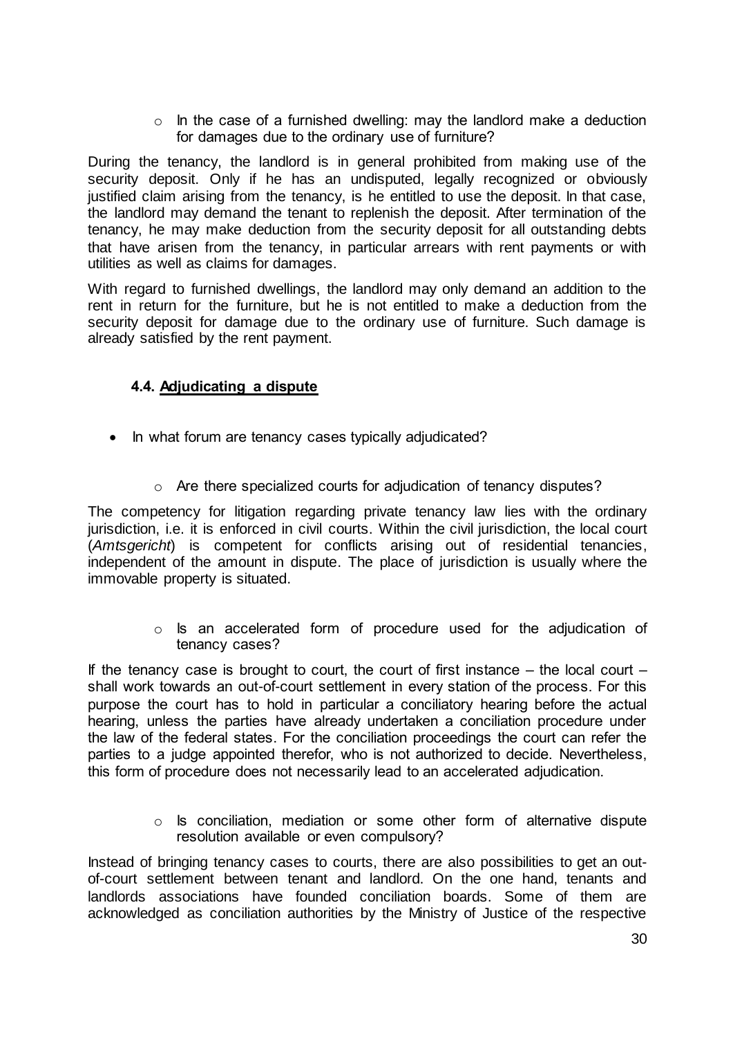- In the case of a furnished dwelling: may the landlord make a deduction for damages due to the ordinary use of furniture?

During the tenancy, the landlord is in general prohibited from making use of the security deposit. Only if he has an undisputed, legally recognized or obviously justified claim arising from the tenancy, is he entitled to use the deposit. In that case, the landlord may demand the tenant to replenish the deposit. After termination of the tenancy, he may make deduction from the security deposit for all outstanding debts that have arisen from the tenancy, in particular arrears with rent payments or with utilities as well as claims for damages.

With regard to furnished dwellings, the landlord may only demand an addition to the rent in return for the furniture, but he is not entitled to make a deduction from the security deposit for damage due to the ordinary use of furniture. Such damage is already satisfied by the rent payment.

### 4.4. Adjudicating a dispute

- In what forum are tenancy cases typically adjudicated?
  - Are there specialized courts for adjudication of tenancy disputes?

The competency for litigation regarding private tenancy law lies with the ordinary jurisdiction, i.e. it is enforced in civil courts. Within the civil jurisdiction, the local court (*Amtsgericht*) is competent for conflicts arising out of residential tenancies, independent of the amount in dispute. The place of jurisdiction is usually where the immovable property is situated.

- Is an accelerated form of procedure used for the adjudication of tenancy cases?

If the tenancy case is brought to court, the court of first instance – the local court – shall work towards an out-of-court settlement in every station of the process. For this purpose the court has to hold in particular a conciliatory hearing before the actual hearing, unless the parties have already undertaken a conciliation procedure under the law of the federal states. For the conciliation proceedings the court can refer the parties to a judge appointed therefor, who is not authorized to decide. Nevertheless, this form of procedure does not necessarily lead to an accelerated adjudication.

- Is conciliation, mediation or some other form of alternative dispute resolution available or even compulsory?

Instead of bringing tenancy cases to courts, there are also possibilities to get an out-of-court settlement between tenant and landlord. On the one hand, tenants and landlords associations have founded conciliation boards. Some of them are acknowledged as conciliation authorities by the Ministry of Justice of the respective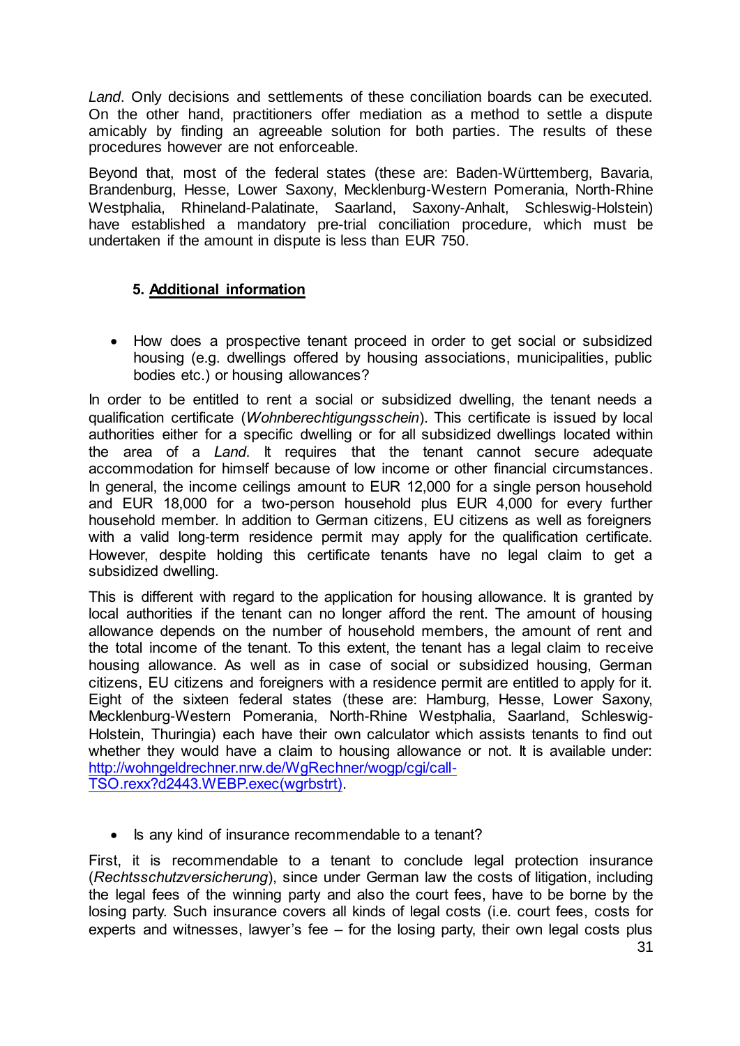*Land*. Only decisions and settlements of these conciliation boards can be executed. On the other hand, practitioners offer mediation as a method to settle a dispute amicably by finding an agreeable solution for both parties. The results of these procedures however are not enforceable.

Beyond that, most of the federal states (these are: Baden-Württemberg, Bavaria, Brandenburg, Hesse, Lower Saxony, Mecklenburg-Western Pomerania, North-Rhine Westphalia, Rhineland-Palatinate, Saarland, Saxony-Anhalt, Schleswig-Holstein) have established a mandatory pre-trial conciliation procedure, which must be undertaken if the amount in dispute is less than EUR 750.

## 5. Additional information

- How does a prospective tenant proceed in order to get social or subsidized housing (e.g. dwellings offered by housing associations, municipalities, public bodies etc.) or housing allowances?

In order to be entitled to rent a social or subsidized dwelling, the tenant needs a qualification certificate (*Wohnberechtigungsschein*). This certificate is issued by local authorities either for a specific dwelling or for all subsidized dwellings located within the area of a *Land*. It requires that the tenant cannot secure adequate accommodation for himself because of low income or other financial circumstances. In general, the income ceilings amount to EUR 12,000 for a single person household and EUR 18,000 for a two-person household plus EUR 4,000 for every further household member. In addition to German citizens, EU citizens as well as foreigners with a valid long-term residence permit may apply for the qualification certificate. However, despite holding this certificate tenants have no legal claim to get a subsidized dwelling.

This is different with regard to the application for housing allowance. It is granted by local authorities if the tenant can no longer afford the rent. The amount of housing allowance depends on the number of household members, the amount of rent and the total income of the tenant. To this extent, the tenant has a legal claim to receive housing allowance. As well as in case of social or subsidized housing, German citizens, EU citizens and foreigners with a residence permit are entitled to apply for it. Eight of the sixteen federal states (these are: Hamburg, Hesse, Lower Saxony, Mecklenburg-Western Pomerania, North-Rhine Westphalia, Saarland, Schleswig-Holstein, Thuringia) each have their own calculator which assists tenants to find out whether they would have a claim to housing allowance or not. It is available under: [http://wohngeldrechner.nrw.de/WgRechner/wogp/cgi/call-TSO.rexx?d2443.WEBP.exec(wgrbstrt)](http://wohngeldrechner.nrw.de/WgRechner/wogp/cgi/call-TSO.rexx?d2443.WEBP.exec(wgrbstrt)).

- Is any kind of insurance recommendable to a tenant?

First, it is recommendable to a tenant to conclude legal protection insurance (*Rechtsschutzversicherung*), since under German law the costs of litigation, including the legal fees of the winning party and also the court fees, have to be borne by the losing party. Such insurance covers all kinds of legal costs (i.e. court fees, costs for experts and witnesses, lawyer's fee – for the losing party, their own legal costs plus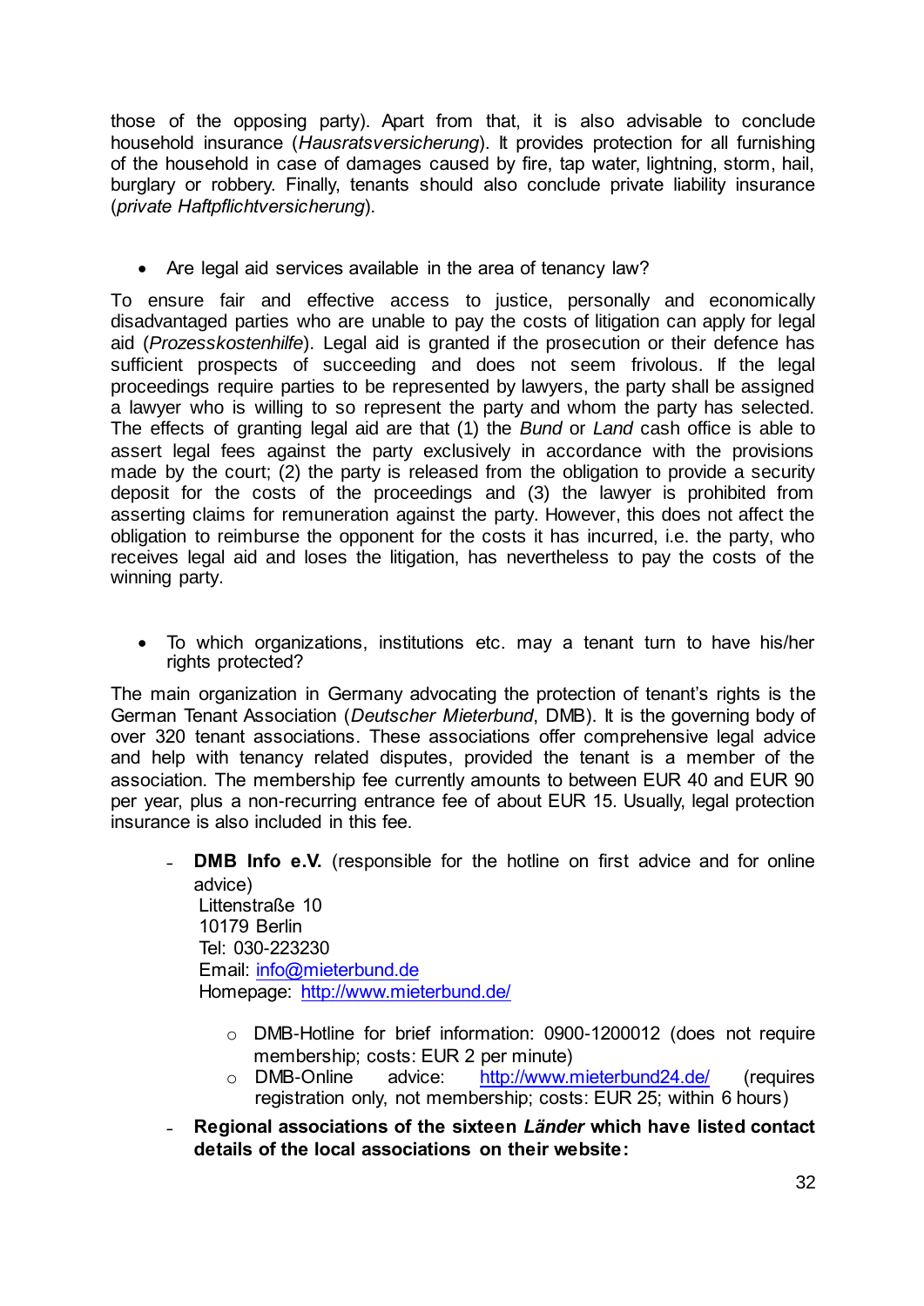those of the opposing party). Apart from that, it is also advisable to conclude household insurance (*Hausratsversicherung*). It provides protection for all furnishing of the household in case of damages caused by fire, tap water, lightning, storm, hail, burglary or robbery. Finally, tenants should also conclude private liability insurance (*private Haftpflichtversicherung*).

- Are legal aid services available in the area of tenancy law?

To ensure fair and effective access to justice, personally and economically disadvantaged parties who are unable to pay the costs of litigation can apply for legal aid (*Prozesskostenhilfe*). Legal aid is granted if the prosecution or their defence has sufficient prospects of succeeding and does not seem frivolous. If the legal proceedings require parties to be represented by lawyers, the party shall be assigned a lawyer who is willing to so represent the party and whom the party has selected. The effects of granting legal aid are that (1) the *Bund* or *Land* cash office is able to assert legal fees against the party exclusively in accordance with the provisions made by the court; (2) the party is released from the obligation to provide a security deposit for the costs of the proceedings and (3) the lawyer is prohibited from asserting claims for remuneration against the party. However, this does not affect the obligation to reimburse the opponent for the costs it has incurred, i.e. the party, who receives legal aid and loses the litigation, has nevertheless to pay the costs of the winning party.

- To which organizations, institutions etc. may a tenant turn to have his/her rights protected?

The main organization in Germany advocating the protection of tenant's rights is the German Tenant Association (*Deutscher Mieterbund*, DMB). It is the governing body of over 320 tenant associations. These associations offer comprehensive legal advice and help with tenancy related disputes, provided the tenant is a member of the association. The membership fee currently amounts to between EUR 40 and EUR 90 per year, plus a non-recurring entrance fee of about EUR 15. Usually, legal protection insurance is also included in this fee.

- **DMB Info e.V.** (responsible for the hotline on first advice and for online advice)
  Littenstraße 10
  10179 Berlin
  Tel: 030-223230
  Email: info@mieterbund.de
  Homepage: http://www.mieterbund.de/
  - DMB-Hotline for brief information: 0900-1200012 (does not require membership; costs: EUR 2 per minute)
  - DMB-Online advice: http://www.mieterbund24.de/ (requires registration only, not membership; costs: EUR 25; within 6 hours)
- **Regional associations of the sixteen *Länder* which have listed contact details of the local associations on their website:**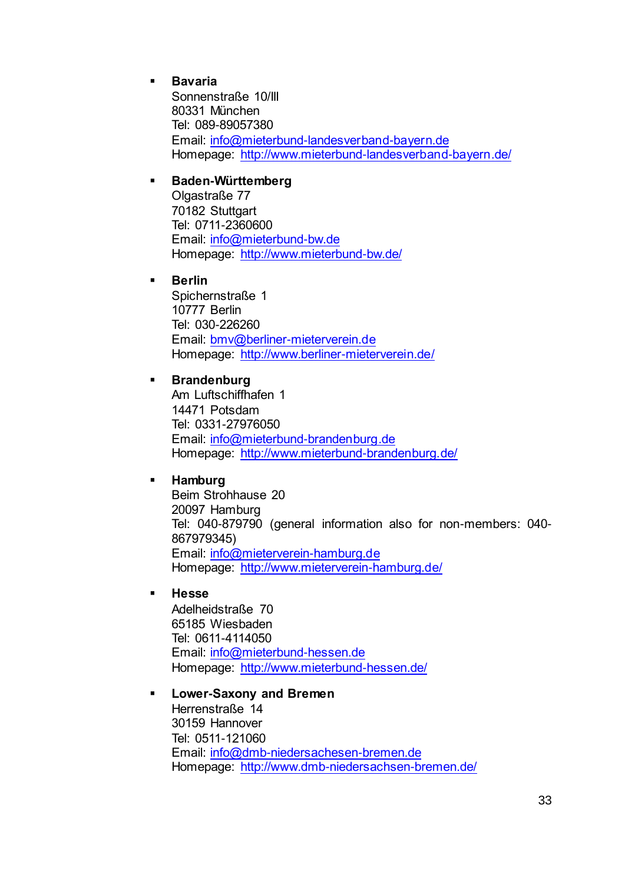- **Bavaria**
  Sonnenstraße 10/III
  80331 München
  Tel: 089-89057380
  Email: info@mieterbund-landesverband-bayern.de
  Homepage: http://www.mieterbund-landesverband-bayern.de/

- **Baden-Württemberg**
  Olgastraße 77
  70182 Stuttgart
  Tel: 0711-2360600
  Email: info@mieterbund-bw.de
  Homepage: http://www.mieterbund-bw.de/

- **Berlin**
  Spichernstraße 1
  10777 Berlin
  Tel: 030-226260
  Email: bmv@berliner-mieterverein.de
  Homepage: http://www.berliner-mieterverein.de/

- **Brandenburg**
  Am Luftschiffhafen 1
  14471 Potsdam
  Tel: 0331-27976050
  Email: info@mieterbund-brandenburg.de
  Homepage: http://www.mieterbund-brandenburg.de/

- **Hamburg**
  Beim Strohhause 20
  20097 Hamburg
  Tel: 040-879790 (general information also for non-members: 040-867979345)
  Email: info@mieterverein-hamburg.de
  Homepage: http://www.mieterverein-hamburg.de/

- **Hesse**
  Adelheidstraße 70
  65185 Wiesbaden
  Tel: 0611-4114050
  Email: info@mieterbund-hessen.de
  Homepage: http://www.mieterbund-hessen.de/

- **Lower-Saxony and Bremen**
  Herrenstraße 14
  30159 Hannover
  Tel: 0511-121060
  Email: info@dmb-niedersachesen-bremen.de
  Homepage: http://www.dmb-niedersachsen-bremen.de/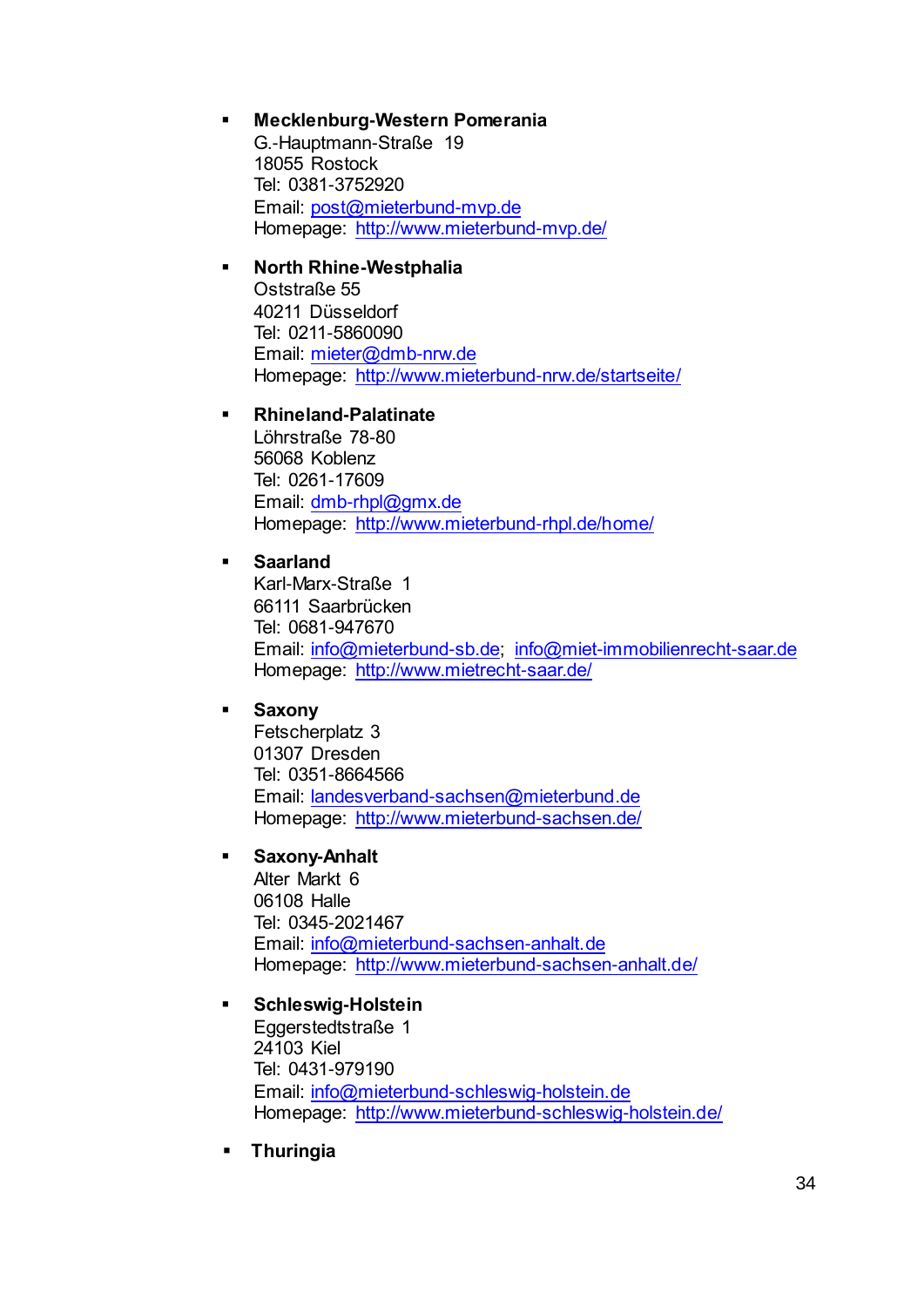- **Mecklenburg-Western Pomerania**
  G.-Hauptmann-Straße 19
  18055 Rostock
  Tel: 0381-3752920
  Email: post@mieterbund-mvp.de
  Homepage: http://www.mieterbund-mvp.de/

- **North Rhine-Westphalia**
  Oststraße 55
  40211 Düsseldorf
  Tel: 0211-5860090
  Email: mieter@dmb-nrw.de
  Homepage: http://www.mieterbund-nrw.de/startseite/

- **Rhineland-Palatinate**
  Löhrstraße 78-80
  56068 Koblenz
  Tel: 0261-17609
  Email: dmb-rhpl@gmx.de
  Homepage: http://www.mieterbund-rhpl.de/home/

- **Saarland**
  Karl-Marx-Straße 1
  66111 Saarbrücken
  Tel: 0681-947670
  Email: info@mieterbund-sb.de; info@miet-immobilienrecht-saar.de
  Homepage: http://www.mietrecht-saar.de/

- **Saxony**
  Fetscherplatz 3
  01307 Dresden
  Tel: 0351-8664566
  Email: landesverband-sachsen@mieterbund.de
  Homepage: http://www.mieterbund-sachsen.de/

- **Saxony-Anhalt**
  Alter Markt 6
  06108 Halle
  Tel: 0345-2021467
  Email: info@mieterbund-sachsen-anhalt.de
  Homepage: http://www.mieterbund-sachsen-anhalt.de/

- **Schleswig-Holstein**
  Eggerstedtstraße 1
  24103 Kiel
  Tel: 0431-979190
  Email: info@mieterbund-schleswig-holstein.de
  Homepage: http://www.mieterbund-schleswig-holstein.de/

- **Thuringia**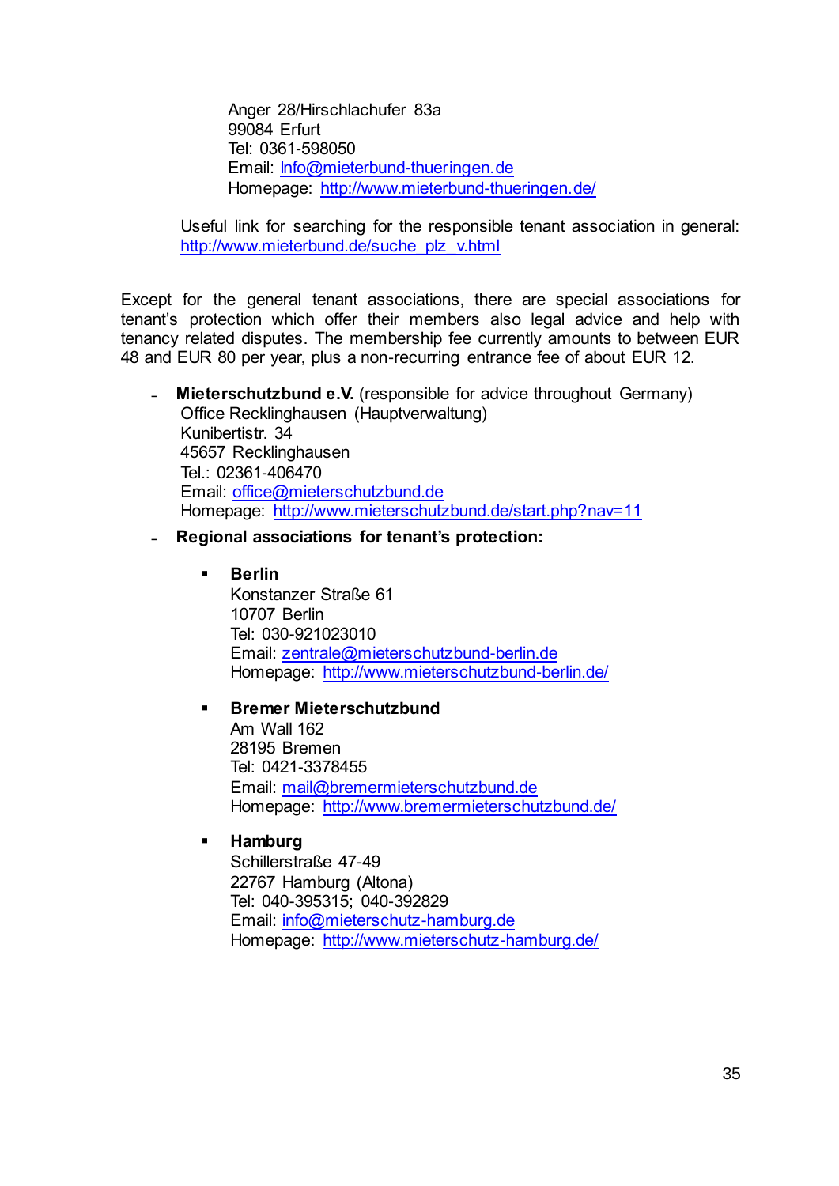Anger 28/Hirschlachufer 83a
99084 Erfurt
Tel: 0361-598050
Email: Info@mieterbund-thueringen.de
Homepage: http://www.mieterbund-thueringen.de/

Useful link for searching for the responsible tenant association in general: http://www.mieterbund.de/suche_plz_v.html

Except for the general tenant associations, there are special associations for tenant's protection which offer their members also legal advice and help with tenancy related disputes. The membership fee currently amounts to between EUR 48 and EUR 80 per year, plus a non-recurring entrance fee of about EUR 12.

- **Mieterschutzbund e.V.** (responsible for advice throughout Germany)
  Office Recklinghausen (Hauptverwaltung)
  Kunibertistr. 34
  45657 Recklinghausen
  Tel.: 02361-406470
  Email: office@mieterschutzbund.de
  Homepage: http://www.mieterschutzbund.de/start.php?nav=11
- **Regional associations for tenant's protection:**
  - **Berlin**
    Konstanzer Straße 61
    10707 Berlin
    Tel: 030-921023010
    Email: zentrale@mieterschutzbund-berlin.de
    Homepage: http://www.mieterschutzbund-berlin.de/
  - **Bremer Mieterschutzbund**
    Am Wall 162
    28195 Bremen
    Tel: 0421-3378455
    Email: mail@bremermieterschutzbund.de
    Homepage: http://www.bremermieterschutzbund.de/
  - **Hamburg**
    Schillerstraße 47-49
    22767 Hamburg (Altona)
    Tel: 040-395315; 040-392829
    Email: info@mieterschutz-hamburg.de
    Homepage: http://www.mieterschutz-hamburg.de/